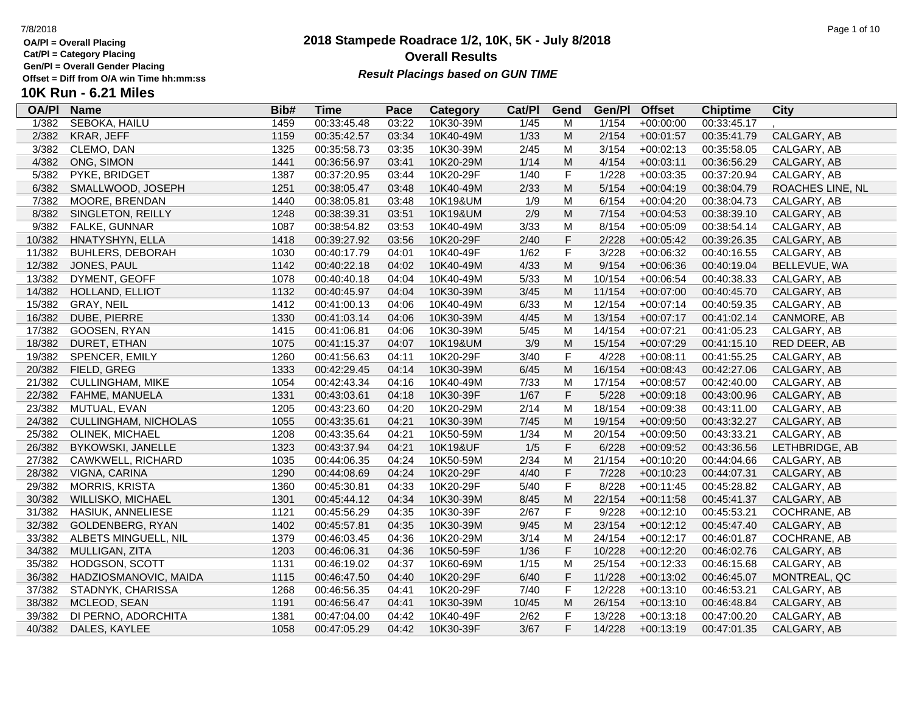OA/Pl = Overall Placing
Cat/Pl = Category Placing
Gen/Pl = Overall Gender Placing
Offset = Diff from O/A win Time hh:mm:ss

# 2018 Stampede Roadrace 1/2, 10K, 5K - July 8/2018

## Overall Results

***Result Placings based on GUN TIME***

## 10K Run - 6.21 Miles

| OA/Pl | Name | Bib# | Time | Pace | Category | Cat/Pl | Gend | Gen/Pl | Offset | Chiptime | City |
|---|---|---|---|---|---|---|---|---|---|---|---|
| 1/382 | SEBOKA, HAILU | 1459 | 00:33:45.48 | 03:22 | 10K30-39M | 1/45 | M | 1/154 | +00:00:00 | 00:33:45.17 | , |
| 2/382 | KRAR, JEFF | 1159 | 00:35:42.57 | 03:34 | 10K40-49M | 1/33 | M | 2/154 | +00:01:57 | 00:35:41.79 | CALGARY, AB |
| 3/382 | CLEMO, DAN | 1325 | 00:35:58.73 | 03:35 | 10K30-39M | 2/45 | M | 3/154 | +00:02:13 | 00:35:58.05 | CALGARY, AB |
| 4/382 | ONG, SIMON | 1441 | 00:36:56.97 | 03:41 | 10K20-29M | 1/14 | M | 4/154 | +00:03:11 | 00:36:56.29 | CALGARY, AB |
| 5/382 | PYKE, BRIDGET | 1387 | 00:37:20.95 | 03:44 | 10K20-29F | 1/40 | F | 1/228 | +00:03:35 | 00:37:20.94 | CALGARY, AB |
| 6/382 | SMALLWOOD, JOSEPH | 1251 | 00:38:05.47 | 03:48 | 10K40-49M | 2/33 | M | 5/154 | +00:04:19 | 00:38:04.79 | ROACHES LINE, NL |
| 7/382 | MOORE, BRENDAN | 1440 | 00:38:05.81 | 03:48 | 10K19&UM | 1/9 | M | 6/154 | +00:04:20 | 00:38:04.73 | CALGARY, AB |
| 8/382 | SINGLETON, REILLY | 1248 | 00:38:39.31 | 03:51 | 10K19&UM | 2/9 | M | 7/154 | +00:04:53 | 00:38:39.10 | CALGARY, AB |
| 9/382 | FALKE, GUNNAR | 1087 | 00:38:54.82 | 03:53 | 10K40-49M | 3/33 | M | 8/154 | +00:05:09 | 00:38:54.14 | CALGARY, AB |
| 10/382 | HNATYSHYN, ELLA | 1418 | 00:39:27.92 | 03:56 | 10K20-29F | 2/40 | F | 2/228 | +00:05:42 | 00:39:26.35 | CALGARY, AB |
| 11/382 | BUHLERS, DEBORAH | 1030 | 00:40:17.79 | 04:01 | 10K40-49F | 1/62 | F | 3/228 | +00:06:32 | 00:40:16.55 | CALGARY, AB |
| 12/382 | JONES, PAUL | 1142 | 00:40:22.18 | 04:02 | 10K40-49M | 4/33 | M | 9/154 | +00:06:36 | 00:40:19.04 | BELLEVUE, WA |
| 13/382 | DYMENT, GEOFF | 1078 | 00:40:40.18 | 04:04 | 10K40-49M | 5/33 | M | 10/154 | +00:06:54 | 00:40:38.33 | CALGARY, AB |
| 14/382 | HOLLAND, ELLIOT | 1132 | 00:40:45.97 | 04:04 | 10K30-39M | 3/45 | M | 11/154 | +00:07:00 | 00:40:45.70 | CALGARY, AB |
| 15/382 | GRAY, NEIL | 1412 | 00:41:00.13 | 04:06 | 10K40-49M | 6/33 | M | 12/154 | +00:07:14 | 00:40:59.35 | CALGARY, AB |
| 16/382 | DUBE, PIERRE | 1330 | 00:41:03.14 | 04:06 | 10K30-39M | 4/45 | M | 13/154 | +00:07:17 | 00:41:02.14 | CANMORE, AB |
| 17/382 | GOOSEN, RYAN | 1415 | 00:41:06.81 | 04:06 | 10K30-39M | 5/45 | M | 14/154 | +00:07:21 | 00:41:05.23 | CALGARY, AB |
| 18/382 | DURET, ETHAN | 1075 | 00:41:15.37 | 04:07 | 10K19&UM | 3/9 | M | 15/154 | +00:07:29 | 00:41:15.10 | RED DEER, AB |
| 19/382 | SPENCER, EMILY | 1260 | 00:41:56.63 | 04:11 | 10K20-29F | 3/40 | F | 4/228 | +00:08:11 | 00:41:55.25 | CALGARY, AB |
| 20/382 | FIELD, GREG | 1333 | 00:42:29.45 | 04:14 | 10K30-39M | 6/45 | M | 16/154 | +00:08:43 | 00:42:27.06 | CALGARY, AB |
| 21/382 | CULLINGHAM, MIKE | 1054 | 00:42:43.34 | 04:16 | 10K40-49M | 7/33 | M | 17/154 | +00:08:57 | 00:42:40.00 | CALGARY, AB |
| 22/382 | FAHME, MANUELA | 1331 | 00:43:03.61 | 04:18 | 10K30-39F | 1/67 | F | 5/228 | +00:09:18 | 00:43:00.96 | CALGARY, AB |
| 23/382 | MUTUAL, EVAN | 1205 | 00:43:23.60 | 04:20 | 10K20-29M | 2/14 | M | 18/154 | +00:09:38 | 00:43:11.00 | CALGARY, AB |
| 24/382 | CULLINGHAM, NICHOLAS | 1055 | 00:43:35.61 | 04:21 | 10K30-39M | 7/45 | M | 19/154 | +00:09:50 | 00:43:32.27 | CALGARY, AB |
| 25/382 | OLINEK, MICHAEL | 1208 | 00:43:35.64 | 04:21 | 10K50-59M | 1/34 | M | 20/154 | +00:09:50 | 00:43:33.21 | CALGARY, AB |
| 26/382 | BYKOWSKI, JANELLE | 1323 | 00:43:37.94 | 04:21 | 10K19&UF | 1/5 | F | 6/228 | +00:09:52 | 00:43:36.56 | LETHBRIDGE, AB |
| 27/382 | CAWKWELL, RICHARD | 1035 | 00:44:06.35 | 04:24 | 10K50-59M | 2/34 | M | 21/154 | +00:10:20 | 00:44:04.66 | CALGARY, AB |
| 28/382 | VIGNA, CARINA | 1290 | 00:44:08.69 | 04:24 | 10K20-29F | 4/40 | F | 7/228 | +00:10:23 | 00:44:07.31 | CALGARY, AB |
| 29/382 | MORRIS, KRISTA | 1360 | 00:45:30.81 | 04:33 | 10K20-29F | 5/40 | F | 8/228 | +00:11:45 | 00:45:28.82 | CALGARY, AB |
| 30/382 | WILLISKO, MICHAEL | 1301 | 00:45:44.12 | 04:34 | 10K30-39M | 8/45 | M | 22/154 | +00:11:58 | 00:45:41.37 | CALGARY, AB |
| 31/382 | HASIUK, ANNELIESE | 1121 | 00:45:56.29 | 04:35 | 10K30-39F | 2/67 | F | 9/228 | +00:12:10 | 00:45:53.21 | COCHRANE, AB |
| 32/382 | GOLDENBERG, RYAN | 1402 | 00:45:57.81 | 04:35 | 10K30-39M | 9/45 | M | 23/154 | +00:12:12 | 00:45:47.40 | CALGARY, AB |
| 33/382 | ALBETS MINGUELL, NIL | 1379 | 00:46:03.45 | 04:36 | 10K20-29M | 3/14 | M | 24/154 | +00:12:17 | 00:46:01.87 | COCHRANE, AB |
| 34/382 | MULLIGAN, ZITA | 1203 | 00:46:06.31 | 04:36 | 10K50-59F | 1/36 | F | 10/228 | +00:12:20 | 00:46:02.76 | CALGARY, AB |
| 35/382 | HODGSON, SCOTT | 1131 | 00:46:19.02 | 04:37 | 10K60-69M | 1/15 | M | 25/154 | +00:12:33 | 00:46:15.68 | CALGARY, AB |
| 36/382 | HADZIOSMANOVIC, MAIDA | 1115 | 00:46:47.50 | 04:40 | 10K20-29F | 6/40 | F | 11/228 | +00:13:02 | 00:46:45.07 | MONTREAL, QC |
| 37/382 | STADNYK, CHARISSA | 1268 | 00:46:56.35 | 04:41 | 10K20-29F | 7/40 | F | 12/228 | +00:13:10 | 00:46:53.21 | CALGARY, AB |
| 38/382 | MCLEOD, SEAN | 1191 | 00:46:56.47 | 04:41 | 10K30-39M | 10/45 | M | 26/154 | +00:13:10 | 00:46:48.84 | CALGARY, AB |
| 39/382 | DI PERNO, ADORCHITA | 1381 | 00:47:04.00 | 04:42 | 10K40-49F | 2/62 | F | 13/228 | +00:13:18 | 00:47:00.20 | CALGARY, AB |
| 40/382 | DALES, KAYLEE | 1058 | 00:47:05.29 | 04:42 | 10K30-39F | 3/67 | F | 14/228 | +00:13:19 | 00:47:01.35 | CALGARY, AB |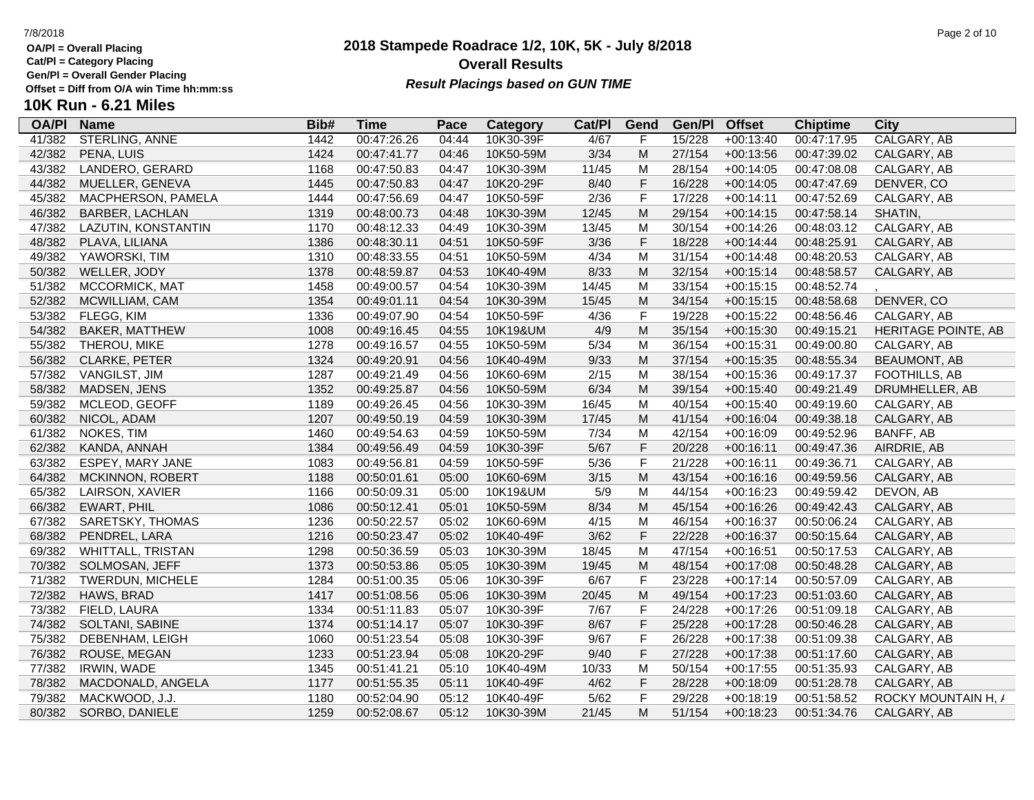# 2018 Stampede Roadrace 1/2, 10K, 5K - July 8/2018

## Overall Results

***Result Placings based on GUN TIME***

OA/Pl = Overall Placing
Cat/Pl = Category Placing
Gen/Pl = Overall Gender Placing
Offset = Diff from O/A win Time hh:mm:ss

## 10K Run - 6.21 Miles

| OA/Pl | Name | Bib# | Time | Pace | Category | Cat/Pl | Gend | Gen/Pl | Offset | Chiptime | City |
|---|---|---|---|---|---|---|---|---|---|---|---|
| 41/382 | STERLING, ANNE | 1442 | 00:47:26.26 | 04:44 | 10K30-39F | 4/67 | F | 15/228 | +00:13:40 | 00:47:17.95 | CALGARY, AB |
| 42/382 | PENA, LUIS | 1424 | 00:47:41.77 | 04:46 | 10K50-59M | 3/34 | M | 27/154 | +00:13:56 | 00:47:39.02 | CALGARY, AB |
| 43/382 | LANDERO, GERARD | 1168 | 00:47:50.83 | 04:47 | 10K30-39M | 11/45 | M | 28/154 | +00:14:05 | 00:47:08.08 | CALGARY, AB |
| 44/382 | MUELLER, GENEVA | 1445 | 00:47:50.83 | 04:47 | 10K20-29F | 8/40 | F | 16/228 | +00:14:05 | 00:47:47.69 | DENVER, CO |
| 45/382 | MACPHERSON, PAMELA | 1444 | 00:47:56.69 | 04:47 | 10K50-59F | 2/36 | F | 17/228 | +00:14:11 | 00:47:52.69 | CALGARY, AB |
| 46/382 | BARBER, LACHLAN | 1319 | 00:48:00.73 | 04:48 | 10K30-39M | 12/45 | M | 29/154 | +00:14:15 | 00:47:58.14 | SHATIN, |
| 47/382 | LAZUTIN, KONSTANTIN | 1170 | 00:48:12.33 | 04:49 | 10K30-39M | 13/45 | M | 30/154 | +00:14:26 | 00:48:03.12 | CALGARY, AB |
| 48/382 | PLAVA, LILIANA | 1386 | 00:48:30.11 | 04:51 | 10K50-59F | 3/36 | F | 18/228 | +00:14:44 | 00:48:25.91 | CALGARY, AB |
| 49/382 | YAWORSKI, TIM | 1310 | 00:48:33.55 | 04:51 | 10K50-59M | 4/34 | M | 31/154 | +00:14:48 | 00:48:20.53 | CALGARY, AB |
| 50/382 | WELLER, JODY | 1378 | 00:48:59.87 | 04:53 | 10K40-49M | 8/33 | M | 32/154 | +00:15:14 | 00:48:58.57 | CALGARY, AB |
| 51/382 | MCCORMICK, MAT | 1458 | 00:49:00.57 | 04:54 | 10K30-39M | 14/45 | M | 33/154 | +00:15:15 | 00:48:52.74 | , |
| 52/382 | MCWILLIAM, CAM | 1354 | 00:49:01.11 | 04:54 | 10K30-39M | 15/45 | M | 34/154 | +00:15:15 | 00:48:58.68 | DENVER, CO |
| 53/382 | FLEGG, KIM | 1336 | 00:49:07.90 | 04:54 | 10K50-59F | 4/36 | F | 19/228 | +00:15:22 | 00:48:56.46 | CALGARY, AB |
| 54/382 | BAKER, MATTHEW | 1008 | 00:49:16.45 | 04:55 | 10K19&UM | 4/9 | M | 35/154 | +00:15:30 | 00:49:15.21 | HERITAGE POINTE, AB |
| 55/382 | THEROU, MIKE | 1278 | 00:49:16.57 | 04:55 | 10K50-59M | 5/34 | M | 36/154 | +00:15:31 | 00:49:00.80 | CALGARY, AB |
| 56/382 | CLARKE, PETER | 1324 | 00:49:20.91 | 04:56 | 10K40-49M | 9/33 | M | 37/154 | +00:15:35 | 00:48:55.34 | BEAUMONT, AB |
| 57/382 | VANGILST, JIM | 1287 | 00:49:21.49 | 04:56 | 10K60-69M | 2/15 | M | 38/154 | +00:15:36 | 00:49:17.37 | FOOTHILLS, AB |
| 58/382 | MADSEN, JENS | 1352 | 00:49:25.87 | 04:56 | 10K50-59M | 6/34 | M | 39/154 | +00:15:40 | 00:49:21.49 | DRUMHELLER, AB |
| 59/382 | MCLEOD, GEOFF | 1189 | 00:49:26.45 | 04:56 | 10K30-39M | 16/45 | M | 40/154 | +00:15:40 | 00:49:19.60 | CALGARY, AB |
| 60/382 | NICOL, ADAM | 1207 | 00:49:50.19 | 04:59 | 10K30-39M | 17/45 | M | 41/154 | +00:16:04 | 00:49:38.18 | CALGARY, AB |
| 61/382 | NOKES, TIM | 1460 | 00:49:54.63 | 04:59 | 10K50-59M | 7/34 | M | 42/154 | +00:16:09 | 00:49:52.96 | BANFF, AB |
| 62/382 | KANDA, ANNAH | 1384 | 00:49:56.49 | 04:59 | 10K30-39F | 5/67 | F | 20/228 | +00:16:11 | 00:49:47.36 | AIRDRIE, AB |
| 63/382 | ESPEY, MARY JANE | 1083 | 00:49:56.81 | 04:59 | 10K50-59F | 5/36 | F | 21/228 | +00:16:11 | 00:49:36.71 | CALGARY, AB |
| 64/382 | MCKINNON, ROBERT | 1188 | 00:50:01.61 | 05:00 | 10K60-69M | 3/15 | M | 43/154 | +00:16:16 | 00:49:59.56 | CALGARY, AB |
| 65/382 | LAIRSON, XAVIER | 1166 | 00:50:09.31 | 05:00 | 10K19&UM | 5/9 | M | 44/154 | +00:16:23 | 00:49:59.42 | DEVON, AB |
| 66/382 | EWART, PHIL | 1086 | 00:50:12.41 | 05:01 | 10K50-59M | 8/34 | M | 45/154 | +00:16:26 | 00:49:42.43 | CALGARY, AB |
| 67/382 | SARETSKY, THOMAS | 1236 | 00:50:22.57 | 05:02 | 10K60-69M | 4/15 | M | 46/154 | +00:16:37 | 00:50:06.24 | CALGARY, AB |
| 68/382 | PENDREL, LARA | 1216 | 00:50:23.47 | 05:02 | 10K40-49F | 3/62 | F | 22/228 | +00:16:37 | 00:50:15.64 | CALGARY, AB |
| 69/382 | WHITTALL, TRISTAN | 1298 | 00:50:36.59 | 05:03 | 10K30-39M | 18/45 | M | 47/154 | +00:16:51 | 00:50:17.53 | CALGARY, AB |
| 70/382 | SOLMOSAN, JEFF | 1373 | 00:50:53.86 | 05:05 | 10K30-39M | 19/45 | M | 48/154 | +00:17:08 | 00:50:48.28 | CALGARY, AB |
| 71/382 | TWERDUN, MICHELE | 1284 | 00:51:00.35 | 05:06 | 10K30-39F | 6/67 | F | 23/228 | +00:17:14 | 00:50:57.09 | CALGARY, AB |
| 72/382 | HAWS, BRAD | 1417 | 00:51:08.56 | 05:06 | 10K30-39M | 20/45 | M | 49/154 | +00:17:23 | 00:51:03.60 | CALGARY, AB |
| 73/382 | FIELD, LAURA | 1334 | 00:51:11.83 | 05:07 | 10K30-39F | 7/67 | F | 24/228 | +00:17:26 | 00:51:09.18 | CALGARY, AB |
| 74/382 | SOLTANI, SABINE | 1374 | 00:51:14.17 | 05:07 | 10K30-39F | 8/67 | F | 25/228 | +00:17:28 | 00:50:46.28 | CALGARY, AB |
| 75/382 | DEBENHAM, LEIGH | 1060 | 00:51:23.54 | 05:08 | 10K30-39F | 9/67 | F | 26/228 | +00:17:38 | 00:51:09.38 | CALGARY, AB |
| 76/382 | ROUSE, MEGAN | 1233 | 00:51:23.94 | 05:08 | 10K20-29F | 9/40 | F | 27/228 | +00:17:38 | 00:51:17.60 | CALGARY, AB |
| 77/382 | IRWIN, WADE | 1345 | 00:51:41.21 | 05:10 | 10K40-49M | 10/33 | M | 50/154 | +00:17:55 | 00:51:35.93 | CALGARY, AB |
| 78/382 | MACDONALD, ANGELA | 1177 | 00:51:55.35 | 05:11 | 10K40-49F | 4/62 | F | 28/228 | +00:18:09 | 00:51:28.78 | CALGARY, AB |
| 79/382 | MACKWOOD, J.J. | 1180 | 00:52:04.90 | 05:12 | 10K40-49F | 5/62 | F | 29/228 | +00:18:19 | 00:51:58.52 | ROCKY MOUNTAIN H, A |
| 80/382 | SORBO, DANIELE | 1259 | 00:52:08.67 | 05:12 | 10K30-39M | 21/45 | M | 51/154 | +00:18:23 | 00:51:34.76 | CALGARY, AB |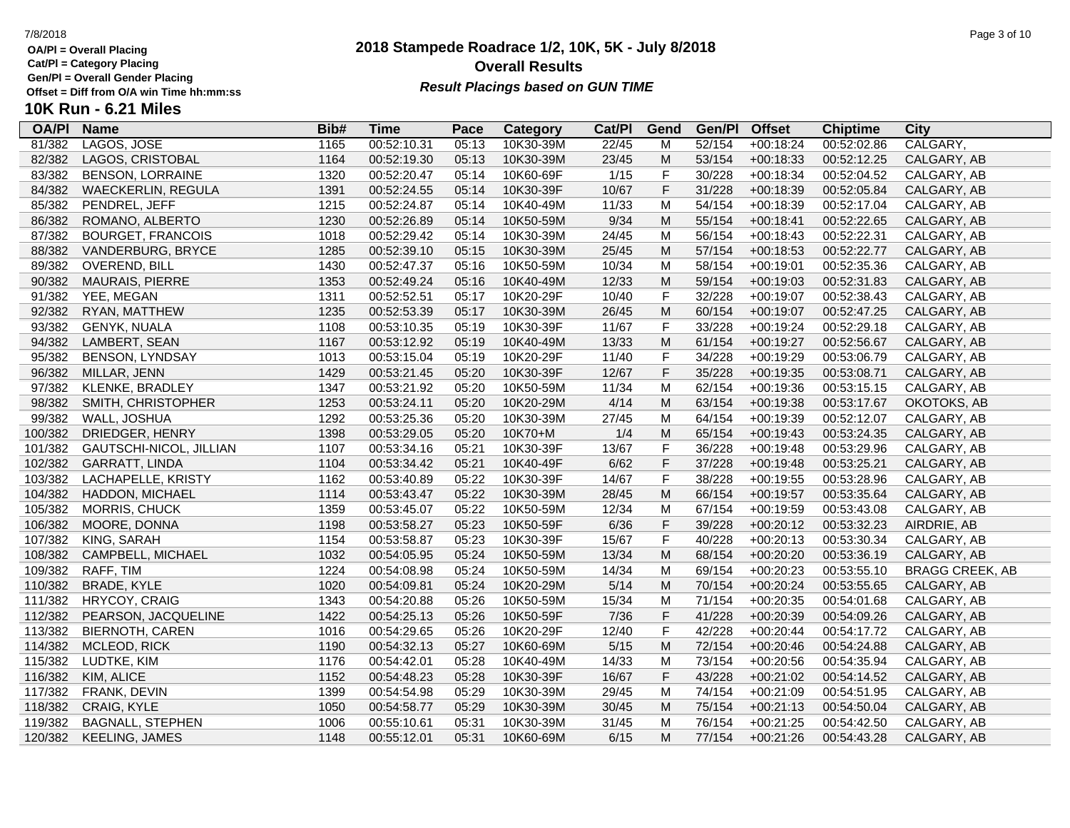OA/Pl = Overall Placing
Cat/Pl = Category Placing
Gen/Pl = Overall Gender Placing
Offset = Diff from O/A win Time hh:mm:ss

# 2018 Stampede Roadrace 1/2, 10K, 5K - July 8/2018

## Overall Results

***Result Placings based on GUN TIME***

### 10K Run - 6.21 Miles

| OA/Pl | Name | Bib# | Time | Pace | Category | Cat/Pl | Gend | Gen/Pl | Offset | Chiptime | City |
|---|---|---|---|---|---|---|---|---|---|---|---|
| 81/382 | LAGOS, JOSE | 1165 | 00:52:10.31 | 05:13 | 10K30-39M | 22/45 | M | 52/154 | +00:18:24 | 00:52:02.86 | CALGARY, |
| 82/382 | LAGOS, CRISTOBAL | 1164 | 00:52:19.30 | 05:13 | 10K30-39M | 23/45 | M | 53/154 | +00:18:33 | 00:52:12.25 | CALGARY, AB |
| 83/382 | BENSON, LORRAINE | 1320 | 00:52:20.47 | 05:14 | 10K60-69F | 1/15 | F | 30/228 | +00:18:34 | 00:52:04.52 | CALGARY, AB |
| 84/382 | WAECKERLIN, REGULA | 1391 | 00:52:24.55 | 05:14 | 10K30-39F | 10/67 | F | 31/228 | +00:18:39 | 00:52:05.84 | CALGARY, AB |
| 85/382 | PENDREL, JEFF | 1215 | 00:52:24.87 | 05:14 | 10K40-49M | 11/33 | M | 54/154 | +00:18:39 | 00:52:17.04 | CALGARY, AB |
| 86/382 | ROMANO, ALBERTO | 1230 | 00:52:26.89 | 05:14 | 10K50-59M | 9/34 | M | 55/154 | +00:18:41 | 00:52:22.65 | CALGARY, AB |
| 87/382 | BOURGET, FRANCOIS | 1018 | 00:52:29.42 | 05:14 | 10K30-39M | 24/45 | M | 56/154 | +00:18:43 | 00:52:22.31 | CALGARY, AB |
| 88/382 | VANDERBURG, BRYCE | 1285 | 00:52:39.10 | 05:15 | 10K30-39M | 25/45 | M | 57/154 | +00:18:53 | 00:52:22.77 | CALGARY, AB |
| 89/382 | OVEREND, BILL | 1430 | 00:52:47.37 | 05:16 | 10K50-59M | 10/34 | M | 58/154 | +00:19:01 | 00:52:35.36 | CALGARY, AB |
| 90/382 | MAURAIS, PIERRE | 1353 | 00:52:49.24 | 05:16 | 10K40-49M | 12/33 | M | 59/154 | +00:19:03 | 00:52:31.83 | CALGARY, AB |
| 91/382 | YEE, MEGAN | 1311 | 00:52:52.51 | 05:17 | 10K20-29F | 10/40 | F | 32/228 | +00:19:07 | 00:52:38.43 | CALGARY, AB |
| 92/382 | RYAN, MATTHEW | 1235 | 00:52:53.39 | 05:17 | 10K30-39M | 26/45 | M | 60/154 | +00:19:07 | 00:52:47.25 | CALGARY, AB |
| 93/382 | GENYK, NUALA | 1108 | 00:53:10.35 | 05:19 | 10K30-39F | 11/67 | F | 33/228 | +00:19:24 | 00:52:29.18 | CALGARY, AB |
| 94/382 | LAMBERT, SEAN | 1167 | 00:53:12.92 | 05:19 | 10K40-49M | 13/33 | M | 61/154 | +00:19:27 | 00:52:56.67 | CALGARY, AB |
| 95/382 | BENSON, LYNDSAY | 1013 | 00:53:15.04 | 05:19 | 10K20-29F | 11/40 | F | 34/228 | +00:19:29 | 00:53:06.79 | CALGARY, AB |
| 96/382 | MILLAR, JENN | 1429 | 00:53:21.45 | 05:20 | 10K30-39F | 12/67 | F | 35/228 | +00:19:35 | 00:53:08.71 | CALGARY, AB |
| 97/382 | KLENKE, BRADLEY | 1347 | 00:53:21.92 | 05:20 | 10K50-59M | 11/34 | M | 62/154 | +00:19:36 | 00:53:15.15 | CALGARY, AB |
| 98/382 | SMITH, CHRISTOPHER | 1253 | 00:53:24.11 | 05:20 | 10K20-29M | 4/14 | M | 63/154 | +00:19:38 | 00:53:17.67 | OKOTOKS, AB |
| 99/382 | WALL, JOSHUA | 1292 | 00:53:25.36 | 05:20 | 10K30-39M | 27/45 | M | 64/154 | +00:19:39 | 00:52:12.07 | CALGARY, AB |
| 100/382 | DRIEDGER, HENRY | 1398 | 00:53:29.05 | 05:20 | 10K70+M | 1/4 | M | 65/154 | +00:19:43 | 00:53:24.35 | CALGARY, AB |
| 101/382 | GAUTSCHI-NICOL, JILLIAN | 1107 | 00:53:34.16 | 05:21 | 10K30-39F | 13/67 | F | 36/228 | +00:19:48 | 00:53:29.96 | CALGARY, AB |
| 102/382 | GARRATT, LINDA | 1104 | 00:53:34.42 | 05:21 | 10K40-49F | 6/62 | F | 37/228 | +00:19:48 | 00:53:25.21 | CALGARY, AB |
| 103/382 | LACHAPELLE, KRISTY | 1162 | 00:53:40.89 | 05:22 | 10K30-39F | 14/67 | F | 38/228 | +00:19:55 | 00:53:28.96 | CALGARY, AB |
| 104/382 | HADDON, MICHAEL | 1114 | 00:53:43.47 | 05:22 | 10K30-39M | 28/45 | M | 66/154 | +00:19:57 | 00:53:35.64 | CALGARY, AB |
| 105/382 | MORRIS, CHUCK | 1359 | 00:53:45.07 | 05:22 | 10K50-59M | 12/34 | M | 67/154 | +00:19:59 | 00:53:43.08 | CALGARY, AB |
| 106/382 | MOORE, DONNA | 1198 | 00:53:58.27 | 05:23 | 10K50-59F | 6/36 | F | 39/228 | +00:20:12 | 00:53:32.23 | AIRDRIE, AB |
| 107/382 | KING, SARAH | 1154 | 00:53:58.87 | 05:23 | 10K30-39F | 15/67 | F | 40/228 | +00:20:13 | 00:53:30.34 | CALGARY, AB |
| 108/382 | CAMPBELL, MICHAEL | 1032 | 00:54:05.95 | 05:24 | 10K50-59M | 13/34 | M | 68/154 | +00:20:20 | 00:53:36.19 | CALGARY, AB |
| 109/382 | RAFF, TIM | 1224 | 00:54:08.98 | 05:24 | 10K50-59M | 14/34 | M | 69/154 | +00:20:23 | 00:53:55.10 | BRAGG CREEK, AB |
| 110/382 | BRADE, KYLE | 1020 | 00:54:09.81 | 05:24 | 10K20-29M | 5/14 | M | 70/154 | +00:20:24 | 00:53:55.65 | CALGARY, AB |
| 111/382 | HRYCOY, CRAIG | 1343 | 00:54:20.88 | 05:26 | 10K50-59M | 15/34 | M | 71/154 | +00:20:35 | 00:54:01.68 | CALGARY, AB |
| 112/382 | PEARSON, JACQUELINE | 1422 | 00:54:25.13 | 05:26 | 10K50-59F | 7/36 | F | 41/228 | +00:20:39 | 00:54:09.26 | CALGARY, AB |
| 113/382 | BIERNOTH, CAREN | 1016 | 00:54:29.65 | 05:26 | 10K20-29F | 12/40 | F | 42/228 | +00:20:44 | 00:54:17.72 | CALGARY, AB |
| 114/382 | MCLEOD, RICK | 1190 | 00:54:32.13 | 05:27 | 10K60-69M | 5/15 | M | 72/154 | +00:20:46 | 00:54:24.88 | CALGARY, AB |
| 115/382 | LUDTKE, KIM | 1176 | 00:54:42.01 | 05:28 | 10K40-49M | 14/33 | M | 73/154 | +00:20:56 | 00:54:35.94 | CALGARY, AB |
| 116/382 | KIM, ALICE | 1152 | 00:54:48.23 | 05:28 | 10K30-39F | 16/67 | F | 43/228 | +00:21:02 | 00:54:14.52 | CALGARY, AB |
| 117/382 | FRANK, DEVIN | 1399 | 00:54:54.98 | 05:29 | 10K30-39M | 29/45 | M | 74/154 | +00:21:09 | 00:54:51.95 | CALGARY, AB |
| 118/382 | CRAIG, KYLE | 1050 | 00:54:58.77 | 05:29 | 10K30-39M | 30/45 | M | 75/154 | +00:21:13 | 00:54:50.04 | CALGARY, AB |
| 119/382 | BAGNALL, STEPHEN | 1006 | 00:55:10.61 | 05:31 | 10K30-39M | 31/45 | M | 76/154 | +00:21:25 | 00:54:42.50 | CALGARY, AB |
| 120/382 | KEELING, JAMES | 1148 | 00:55:12.01 | 05:31 | 10K60-69M | 6/15 | M | 77/154 | +00:21:26 | 00:54:43.28 | CALGARY, AB |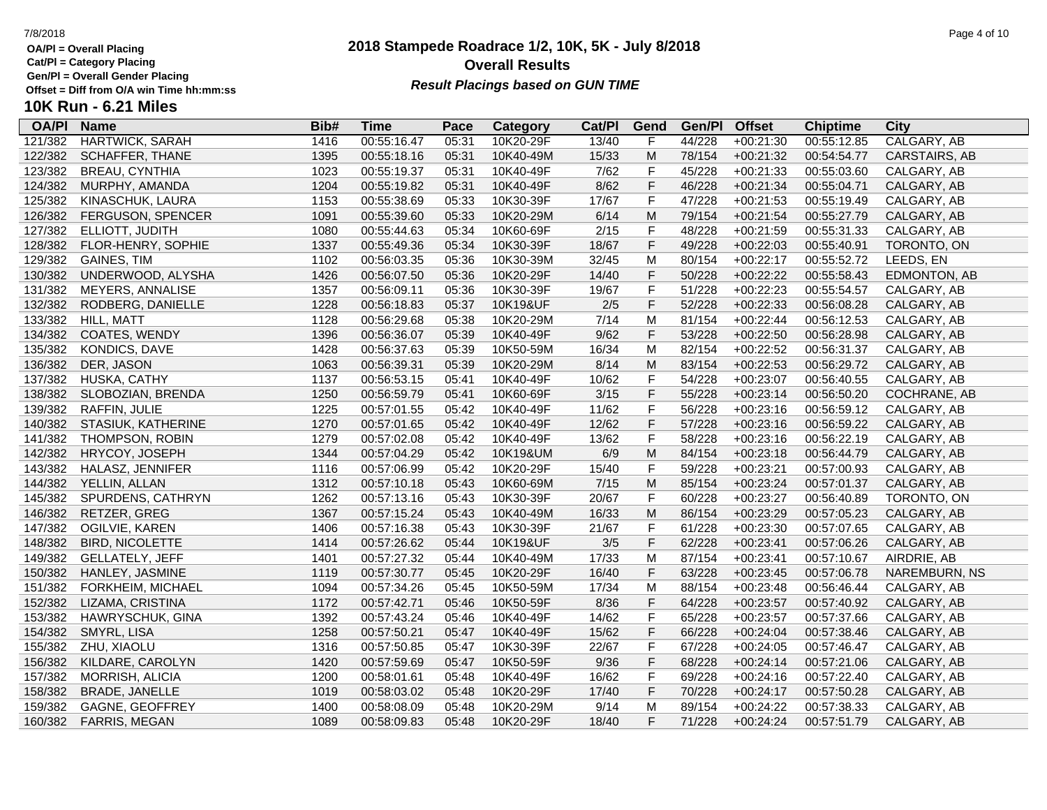# 2018 Stampede Roadrace 1/2, 10K, 5K - July 8/2018

## Overall Results

***Result Placings based on GUN TIME***

**OA/Pl = Overall Placing**
**Cat/Pl = Category Placing**
**Gen/Pl = Overall Gender Placing**
**Offset = Diff from O/A win Time hh:mm:ss**

### 10K Run - 6.21 Miles

| OA/Pl | Name | Bib# | Time | Pace | Category | Cat/Pl | Gend | Gen/Pl | Offset | Chiptime | City |
|---|---|---|---|---|---|---|---|---|---|---|---|
| 121/382 | HARTWICK, SARAH | 1416 | 00:55:16.47 | 05:31 | 10K20-29F | 13/40 | F | 44/228 | +00:21:30 | 00:55:12.85 | CALGARY, AB |
| 122/382 | SCHAFFER, THANE | 1395 | 00:55:18.16 | 05:31 | 10K40-49M | 15/33 | M | 78/154 | +00:21:32 | 00:54:54.77 | CARSTAIRS, AB |
| 123/382 | BREAU, CYNTHIA | 1023 | 00:55:19.37 | 05:31 | 10K40-49F | 7/62 | F | 45/228 | +00:21:33 | 00:55:03.60 | CALGARY, AB |
| 124/382 | MURPHY, AMANDA | 1204 | 00:55:19.82 | 05:31 | 10K40-49F | 8/62 | F | 46/228 | +00:21:34 | 00:55:04.71 | CALGARY, AB |
| 125/382 | KINASCHUK, LAURA | 1153 | 00:55:38.69 | 05:33 | 10K30-39F | 17/67 | F | 47/228 | +00:21:53 | 00:55:19.49 | CALGARY, AB |
| 126/382 | FERGUSON, SPENCER | 1091 | 00:55:39.60 | 05:33 | 10K20-29M | 6/14 | M | 79/154 | +00:21:54 | 00:55:27.79 | CALGARY, AB |
| 127/382 | ELLIOTT, JUDITH | 1080 | 00:55:44.63 | 05:34 | 10K60-69F | 2/15 | F | 48/228 | +00:21:59 | 00:55:31.33 | CALGARY, AB |
| 128/382 | FLOR-HENRY, SOPHIE | 1337 | 00:55:49.36 | 05:34 | 10K30-39F | 18/67 | F | 49/228 | +00:22:03 | 00:55:40.91 | TORONTO, ON |
| 129/382 | GAINES, TIM | 1102 | 00:56:03.35 | 05:36 | 10K30-39M | 32/45 | M | 80/154 | +00:22:17 | 00:55:52.72 | LEEDS, EN |
| 130/382 | UNDERWOOD, ALYSHA | 1426 | 00:56:07.50 | 05:36 | 10K20-29F | 14/40 | F | 50/228 | +00:22:22 | 00:55:58.43 | EDMONTON, AB |
| 131/382 | MEYERS, ANNALISE | 1357 | 00:56:09.11 | 05:36 | 10K30-39F | 19/67 | F | 51/228 | +00:22:23 | 00:55:54.57 | CALGARY, AB |
| 132/382 | RODBERG, DANIELLE | 1228 | 00:56:18.83 | 05:37 | 10K19&UF | 2/5 | F | 52/228 | +00:22:33 | 00:56:08.28 | CALGARY, AB |
| 133/382 | HILL, MATT | 1128 | 00:56:29.68 | 05:38 | 10K20-29M | 7/14 | M | 81/154 | +00:22:44 | 00:56:12.53 | CALGARY, AB |
| 134/382 | COATES, WENDY | 1396 | 00:56:36.07 | 05:39 | 10K40-49F | 9/62 | F | 53/228 | +00:22:50 | 00:56:28.98 | CALGARY, AB |
| 135/382 | KONDICS, DAVE | 1428 | 00:56:37.63 | 05:39 | 10K50-59M | 16/34 | M | 82/154 | +00:22:52 | 00:56:31.37 | CALGARY, AB |
| 136/382 | DER, JASON | 1063 | 00:56:39.31 | 05:39 | 10K20-29M | 8/14 | M | 83/154 | +00:22:53 | 00:56:29.72 | CALGARY, AB |
| 137/382 | HUSKA, CATHY | 1137 | 00:56:53.15 | 05:41 | 10K40-49F | 10/62 | F | 54/228 | +00:23:07 | 00:56:40.55 | CALGARY, AB |
| 138/382 | SLOBOZIAN, BRENDA | 1250 | 00:56:59.79 | 05:41 | 10K60-69F | 3/15 | F | 55/228 | +00:23:14 | 00:56:50.20 | COCHRANE, AB |
| 139/382 | RAFFIN, JULIE | 1225 | 00:57:01.55 | 05:42 | 10K40-49F | 11/62 | F | 56/228 | +00:23:16 | 00:56:59.12 | CALGARY, AB |
| 140/382 | STASIUK, KATHERINE | 1270 | 00:57:01.65 | 05:42 | 10K40-49F | 12/62 | F | 57/228 | +00:23:16 | 00:56:59.22 | CALGARY, AB |
| 141/382 | THOMPSON, ROBIN | 1279 | 00:57:02.08 | 05:42 | 10K40-49F | 13/62 | F | 58/228 | +00:23:16 | 00:56:22.19 | CALGARY, AB |
| 142/382 | HRYCOY, JOSEPH | 1344 | 00:57:04.29 | 05:42 | 10K19&UM | 6/9 | M | 84/154 | +00:23:18 | 00:56:44.79 | CALGARY, AB |
| 143/382 | HALASZ, JENNIFER | 1116 | 00:57:06.99 | 05:42 | 10K20-29F | 15/40 | F | 59/228 | +00:23:21 | 00:57:00.93 | CALGARY, AB |
| 144/382 | YELLIN, ALLAN | 1312 | 00:57:10.18 | 05:43 | 10K60-69M | 7/15 | M | 85/154 | +00:23:24 | 00:57:01.37 | CALGARY, AB |
| 145/382 | SPURDENS, CATHRYN | 1262 | 00:57:13.16 | 05:43 | 10K30-39F | 20/67 | F | 60/228 | +00:23:27 | 00:56:40.89 | TORONTO, ON |
| 146/382 | RETZER, GREG | 1367 | 00:57:15.24 | 05:43 | 10K40-49M | 16/33 | M | 86/154 | +00:23:29 | 00:57:05.23 | CALGARY, AB |
| 147/382 | OGILVIE, KAREN | 1406 | 00:57:16.38 | 05:43 | 10K30-39F | 21/67 | F | 61/228 | +00:23:30 | 00:57:07.65 | CALGARY, AB |
| 148/382 | BIRD, NICOLETTE | 1414 | 00:57:26.62 | 05:44 | 10K19&UF | 3/5 | F | 62/228 | +00:23:41 | 00:57:06.26 | CALGARY, AB |
| 149/382 | GELLATELY, JEFF | 1401 | 00:57:27.32 | 05:44 | 10K40-49M | 17/33 | M | 87/154 | +00:23:41 | 00:57:10.67 | AIRDRIE, AB |
| 150/382 | HANLEY, JASMINE | 1119 | 00:57:30.77 | 05:45 | 10K20-29F | 16/40 | F | 63/228 | +00:23:45 | 00:57:06.78 | NAREMBURN, NS |
| 151/382 | FORKHEIM, MICHAEL | 1094 | 00:57:34.26 | 05:45 | 10K50-59M | 17/34 | M | 88/154 | +00:23:48 | 00:56:46.44 | CALGARY, AB |
| 152/382 | LIZAMA, CRISTINA | 1172 | 00:57:42.71 | 05:46 | 10K50-59F | 8/36 | F | 64/228 | +00:23:57 | 00:57:40.92 | CALGARY, AB |
| 153/382 | HAWRYSCHUK, GINA | 1392 | 00:57:43.24 | 05:46 | 10K40-49F | 14/62 | F | 65/228 | +00:23:57 | 00:57:37.66 | CALGARY, AB |
| 154/382 | SMYRL, LISA | 1258 | 00:57:50.21 | 05:47 | 10K40-49F | 15/62 | F | 66/228 | +00:24:04 | 00:57:38.46 | CALGARY, AB |
| 155/382 | ZHU, XIAOLU | 1316 | 00:57:50.85 | 05:47 | 10K30-39F | 22/67 | F | 67/228 | +00:24:05 | 00:57:46.47 | CALGARY, AB |
| 156/382 | KILDARE, CAROLYN | 1420 | 00:57:59.69 | 05:47 | 10K50-59F | 9/36 | F | 68/228 | +00:24:14 | 00:57:21.06 | CALGARY, AB |
| 157/382 | MORRISH, ALICIA | 1200 | 00:58:01.61 | 05:48 | 10K40-49F | 16/62 | F | 69/228 | +00:24:16 | 00:57:22.40 | CALGARY, AB |
| 158/382 | BRADE, JANELLE | 1019 | 00:58:03.02 | 05:48 | 10K20-29F | 17/40 | F | 70/228 | +00:24:17 | 00:57:50.28 | CALGARY, AB |
| 159/382 | GAGNE, GEOFFREY | 1400 | 00:58:08.09 | 05:48 | 10K20-29M | 9/14 | M | 89/154 | +00:24:22 | 00:57:38.33 | CALGARY, AB |
| 160/382 | FARRIS, MEGAN | 1089 | 00:58:09.83 | 05:48 | 10K20-29F | 18/40 | F | 71/228 | +00:24:24 | 00:57:51.79 | CALGARY, AB |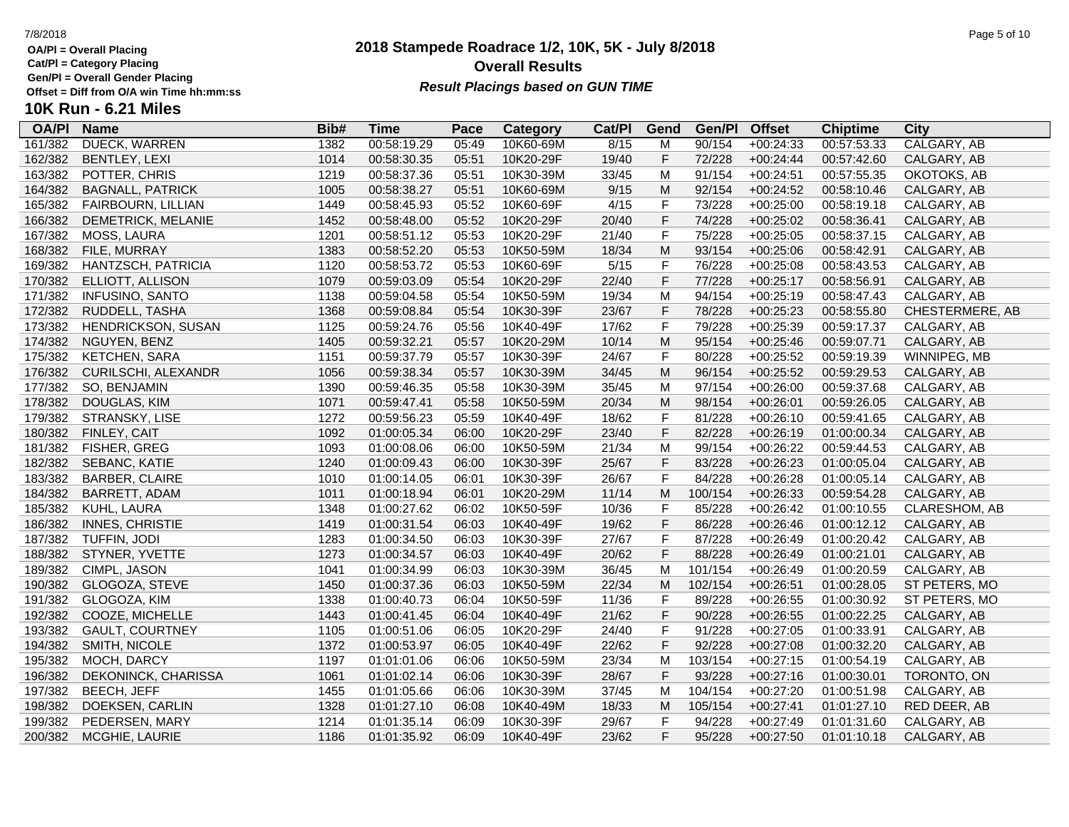OA/Pl = Overall Placing
Cat/Pl = Category Placing
Gen/Pl = Overall Gender Placing
Offset = Diff from O/A win Time hh:mm:ss

# 2018 Stampede Roadrace 1/2, 10K, 5K - July 8/2018

## Overall Results

***Result Placings based on GUN TIME***

## 10K Run - 6.21 Miles

| OA/Pl | Name | Bib# | Time | Pace | Category | Cat/Pl | Gend | Gen/Pl | Offset | Chiptime | City |
|---|---|---|---|---|---|---|---|---|---|---|---|
| 161/382 | DUECK, WARREN | 1382 | 00:58:19.29 | 05:49 | 10K60-69M | 8/15 | M | 90/154 | +00:24:33 | 00:57:53.33 | CALGARY, AB |
| 162/382 | BENTLEY, LEXI | 1014 | 00:58:30.35 | 05:51 | 10K20-29F | 19/40 | F | 72/228 | +00:24:44 | 00:57:42.60 | CALGARY, AB |
| 163/382 | POTTER, CHRIS | 1219 | 00:58:37.36 | 05:51 | 10K30-39M | 33/45 | M | 91/154 | +00:24:51 | 00:57:55.35 | OKOTOKS, AB |
| 164/382 | BAGNALL, PATRICK | 1005 | 00:58:38.27 | 05:51 | 10K60-69M | 9/15 | M | 92/154 | +00:24:52 | 00:58:10.46 | CALGARY, AB |
| 165/382 | FAIRBOURN, LILLIAN | 1449 | 00:58:45.93 | 05:52 | 10K60-69F | 4/15 | F | 73/228 | +00:25:00 | 00:58:19.18 | CALGARY, AB |
| 166/382 | DEMETRICK, MELANIE | 1452 | 00:58:48.00 | 05:52 | 10K20-29F | 20/40 | F | 74/228 | +00:25:02 | 00:58:36.41 | CALGARY, AB |
| 167/382 | MOSS, LAURA | 1201 | 00:58:51.12 | 05:53 | 10K20-29F | 21/40 | F | 75/228 | +00:25:05 | 00:58:37.15 | CALGARY, AB |
| 168/382 | FILE, MURRAY | 1383 | 00:58:52.20 | 05:53 | 10K50-59M | 18/34 | M | 93/154 | +00:25:06 | 00:58:42.91 | CALGARY, AB |
| 169/382 | HANTZSCH, PATRICIA | 1120 | 00:58:53.72 | 05:53 | 10K60-69F | 5/15 | F | 76/228 | +00:25:08 | 00:58:43.53 | CALGARY, AB |
| 170/382 | ELLIOTT, ALLISON | 1079 | 00:59:03.09 | 05:54 | 10K20-29F | 22/40 | F | 77/228 | +00:25:17 | 00:58:56.91 | CALGARY, AB |
| 171/382 | INFUSINO, SANTO | 1138 | 00:59:04.58 | 05:54 | 10K50-59M | 19/34 | M | 94/154 | +00:25:19 | 00:58:47.43 | CALGARY, AB |
| 172/382 | RUDDELL, TASHA | 1368 | 00:59:08.84 | 05:54 | 10K30-39F | 23/67 | F | 78/228 | +00:25:23 | 00:58:55.80 | CHESTERMERE, AB |
| 173/382 | HENDRICKSON, SUSAN | 1125 | 00:59:24.76 | 05:56 | 10K40-49F | 17/62 | F | 79/228 | +00:25:39 | 00:59:17.37 | CALGARY, AB |
| 174/382 | NGUYEN, BENZ | 1405 | 00:59:32.21 | 05:57 | 10K20-29M | 10/14 | M | 95/154 | +00:25:46 | 00:59:07.71 | CALGARY, AB |
| 175/382 | KETCHEN, SARA | 1151 | 00:59:37.79 | 05:57 | 10K30-39F | 24/67 | F | 80/228 | +00:25:52 | 00:59:19.39 | WINNIPEG, MB |
| 176/382 | CURILSCHI, ALEXANDR | 1056 | 00:59:38.34 | 05:57 | 10K30-39M | 34/45 | M | 96/154 | +00:25:52 | 00:59:29.53 | CALGARY, AB |
| 177/382 | SO, BENJAMIN | 1390 | 00:59:46.35 | 05:58 | 10K30-39M | 35/45 | M | 97/154 | +00:26:00 | 00:59:37.68 | CALGARY, AB |
| 178/382 | DOUGLAS, KIM | 1071 | 00:59:47.41 | 05:58 | 10K50-59M | 20/34 | M | 98/154 | +00:26:01 | 00:59:26.05 | CALGARY, AB |
| 179/382 | STRANSKY, LISE | 1272 | 00:59:56.23 | 05:59 | 10K40-49F | 18/62 | F | 81/228 | +00:26:10 | 00:59:41.65 | CALGARY, AB |
| 180/382 | FINLEY, CAIT | 1092 | 01:00:05.34 | 06:00 | 10K20-29F | 23/40 | F | 82/228 | +00:26:19 | 01:00:00.34 | CALGARY, AB |
| 181/382 | FISHER, GREG | 1093 | 01:00:08.06 | 06:00 | 10K50-59M | 21/34 | M | 99/154 | +00:26:22 | 00:59:44.53 | CALGARY, AB |
| 182/382 | SEBANC, KATIE | 1240 | 01:00:09.43 | 06:00 | 10K30-39F | 25/67 | F | 83/228 | +00:26:23 | 01:00:05.04 | CALGARY, AB |
| 183/382 | BARBER, CLAIRE | 1010 | 01:00:14.05 | 06:01 | 10K30-39F | 26/67 | F | 84/228 | +00:26:28 | 01:00:05.14 | CALGARY, AB |
| 184/382 | BARRETT, ADAM | 1011 | 01:00:18.94 | 06:01 | 10K20-29M | 11/14 | M | 100/154 | +00:26:33 | 00:59:54.28 | CALGARY, AB |
| 185/382 | KUHL, LAURA | 1348 | 01:00:27.62 | 06:02 | 10K50-59F | 10/36 | F | 85/228 | +00:26:42 | 01:00:10.55 | CLARESHOM, AB |
| 186/382 | INNES, CHRISTIE | 1419 | 01:00:31.54 | 06:03 | 10K40-49F | 19/62 | F | 86/228 | +00:26:46 | 01:00:12.12 | CALGARY, AB |
| 187/382 | TUFFIN, JODI | 1283 | 01:00:34.50 | 06:03 | 10K30-39F | 27/67 | F | 87/228 | +00:26:49 | 01:00:20.42 | CALGARY, AB |
| 188/382 | STYNER, YVETTE | 1273 | 01:00:34.57 | 06:03 | 10K40-49F | 20/62 | F | 88/228 | +00:26:49 | 01:00:21.01 | CALGARY, AB |
| 189/382 | CIMPL, JASON | 1041 | 01:00:34.99 | 06:03 | 10K30-39M | 36/45 | M | 101/154 | +00:26:49 | 01:00:20.59 | CALGARY, AB |
| 190/382 | GLOGOZA, STEVE | 1450 | 01:00:37.36 | 06:03 | 10K50-59M | 22/34 | M | 102/154 | +00:26:51 | 01:00:28.05 | ST PETERS, MO |
| 191/382 | GLOGOZA, KIM | 1338 | 01:00:40.73 | 06:04 | 10K50-59F | 11/36 | F | 89/228 | +00:26:55 | 01:00:30.92 | ST PETERS, MO |
| 192/382 | COOZE, MICHELLE | 1443 | 01:00:41.45 | 06:04 | 10K40-49F | 21/62 | F | 90/228 | +00:26:55 | 01:00:22.25 | CALGARY, AB |
| 193/382 | GAULT, COURTNEY | 1105 | 01:00:51.06 | 06:05 | 10K20-29F | 24/40 | F | 91/228 | +00:27:05 | 01:00:33.91 | CALGARY, AB |
| 194/382 | SMITH, NICOLE | 1372 | 01:00:53.97 | 06:05 | 10K40-49F | 22/62 | F | 92/228 | +00:27:08 | 01:00:32.20 | CALGARY, AB |
| 195/382 | MOCH, DARCY | 1197 | 01:01:01.06 | 06:06 | 10K50-59M | 23/34 | M | 103/154 | +00:27:15 | 01:00:54.19 | CALGARY, AB |
| 196/382 | DEKONINCK, CHARISSA | 1061 | 01:01:02.14 | 06:06 | 10K30-39F | 28/67 | F | 93/228 | +00:27:16 | 01:00:30.01 | TORONTO, ON |
| 197/382 | BEECH, JEFF | 1455 | 01:01:05.66 | 06:06 | 10K30-39M | 37/45 | M | 104/154 | +00:27:20 | 01:00:51.98 | CALGARY, AB |
| 198/382 | DOEKSEN, CARLIN | 1328 | 01:01:27.10 | 06:08 | 10K40-49M | 18/33 | M | 105/154 | +00:27:41 | 01:01:27.10 | RED DEER, AB |
| 199/382 | PEDERSEN, MARY | 1214 | 01:01:35.14 | 06:09 | 10K30-39F | 29/67 | F | 94/228 | +00:27:49 | 01:01:31.60 | CALGARY, AB |
| 200/382 | MCGHIE, LAURIE | 1186 | 01:01:35.92 | 06:09 | 10K40-49F | 23/62 | F | 95/228 | +00:27:50 | 01:01:10.18 | CALGARY, AB |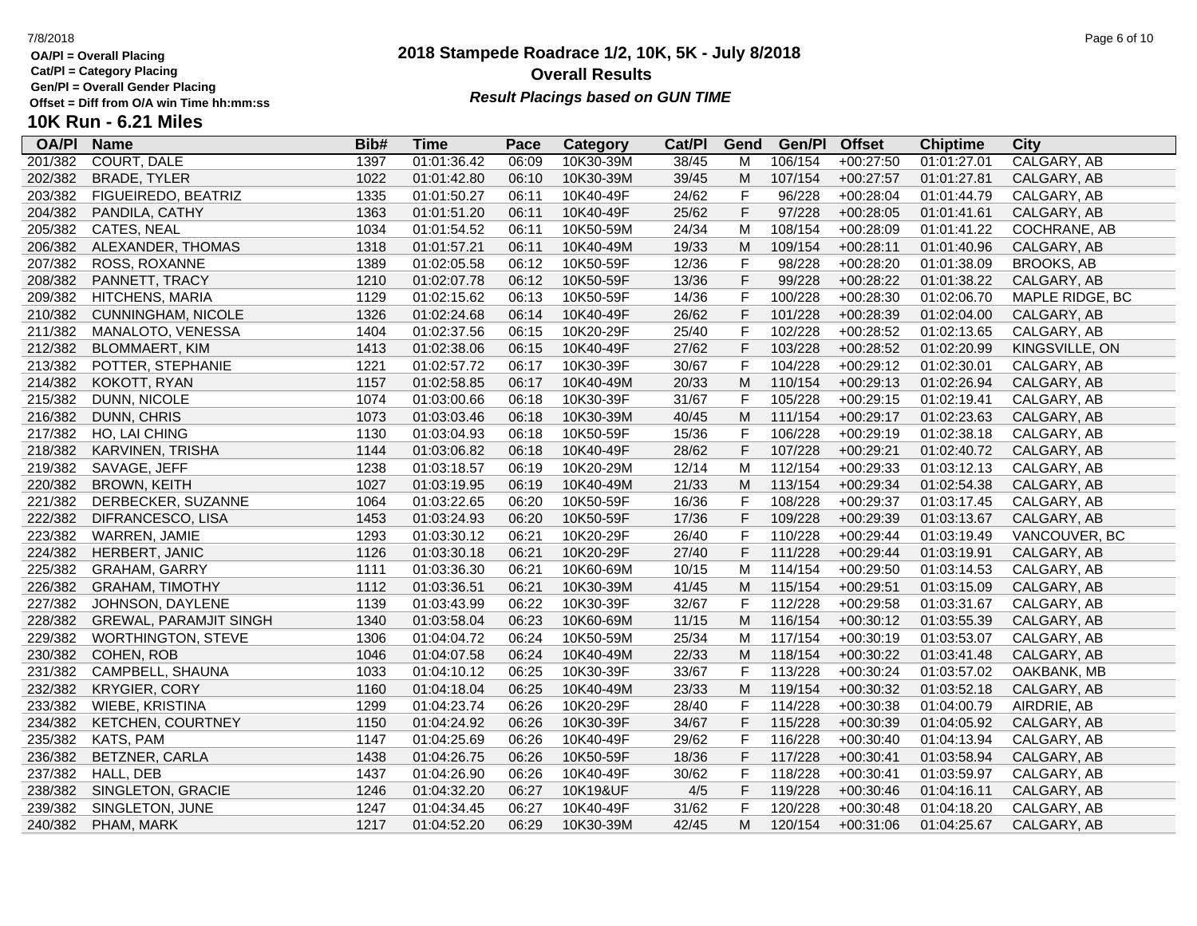OA/Pl = Overall Placing
Cat/Pl = Category Placing
Gen/Pl = Overall Gender Placing
Offset = Diff from O/A win Time hh:mm:ss

# 2018 Stampede Roadrace 1/2, 10K, 5K - July 8/2018

## Overall Results

***Result Placings based on GUN TIME***

## 10K Run - 6.21 Miles

| OA/Pl | Name | Bib# | Time | Pace | Category | Cat/Pl | Gend | Gen/Pl | Offset | Chiptime | City |
|---|---|---|---|---|---|---|---|---|---|---|---|
| 201/382 | COURT, DALE | 1397 | 01:01:36.42 | 06:09 | 10K30-39M | 38/45 | M | 106/154 | +00:27:50 | 01:01:27.01 | CALGARY, AB |
| 202/382 | BRADE, TYLER | 1022 | 01:01:42.80 | 06:10 | 10K30-39M | 39/45 | M | 107/154 | +00:27:57 | 01:01:27.81 | CALGARY, AB |
| 203/382 | FIGUEIREDO, BEATRIZ | 1335 | 01:01:50.27 | 06:11 | 10K40-49F | 24/62 | F | 96/228 | +00:28:04 | 01:01:44.79 | CALGARY, AB |
| 204/382 | PANDILA, CATHY | 1363 | 01:01:51.20 | 06:11 | 10K40-49F | 25/62 | F | 97/228 | +00:28:05 | 01:01:41.61 | CALGARY, AB |
| 205/382 | CATES, NEAL | 1034 | 01:01:54.52 | 06:11 | 10K50-59M | 24/34 | M | 108/154 | +00:28:09 | 01:01:41.22 | COCHRANE, AB |
| 206/382 | ALEXANDER, THOMAS | 1318 | 01:01:57.21 | 06:11 | 10K40-49M | 19/33 | M | 109/154 | +00:28:11 | 01:01:40.96 | CALGARY, AB |
| 207/382 | ROSS, ROXANNE | 1389 | 01:02:05.58 | 06:12 | 10K50-59F | 12/36 | F | 98/228 | +00:28:20 | 01:01:38.09 | BROOKS, AB |
| 208/382 | PANNETT, TRACY | 1210 | 01:02:07.78 | 06:12 | 10K50-59F | 13/36 | F | 99/228 | +00:28:22 | 01:01:38.22 | CALGARY, AB |
| 209/382 | HITCHENS, MARIA | 1129 | 01:02:15.62 | 06:13 | 10K50-59F | 14/36 | F | 100/228 | +00:28:30 | 01:02:06.70 | MAPLE RIDGE, BC |
| 210/382 | CUNNINGHAM, NICOLE | 1326 | 01:02:24.68 | 06:14 | 10K40-49F | 26/62 | F | 101/228 | +00:28:39 | 01:02:04.00 | CALGARY, AB |
| 211/382 | MANALOTO, VENESSA | 1404 | 01:02:37.56 | 06:15 | 10K20-29F | 25/40 | F | 102/228 | +00:28:52 | 01:02:13.65 | CALGARY, AB |
| 212/382 | BLOMMAERT, KIM | 1413 | 01:02:38.06 | 06:15 | 10K40-49F | 27/62 | F | 103/228 | +00:28:52 | 01:02:20.99 | KINGSVILLE, ON |
| 213/382 | POTTER, STEPHANIE | 1221 | 01:02:57.72 | 06:17 | 10K30-39F | 30/67 | F | 104/228 | +00:29:12 | 01:02:30.01 | CALGARY, AB |
| 214/382 | KOKOTT, RYAN | 1157 | 01:02:58.85 | 06:17 | 10K40-49M | 20/33 | M | 110/154 | +00:29:13 | 01:02:26.94 | CALGARY, AB |
| 215/382 | DUNN, NICOLE | 1074 | 01:03:00.66 | 06:18 | 10K30-39F | 31/67 | F | 105/228 | +00:29:15 | 01:02:19.41 | CALGARY, AB |
| 216/382 | DUNN, CHRIS | 1073 | 01:03:03.46 | 06:18 | 10K30-39M | 40/45 | M | 111/154 | +00:29:17 | 01:02:23.63 | CALGARY, AB |
| 217/382 | HO, LAI CHING | 1130 | 01:03:04.93 | 06:18 | 10K50-59F | 15/36 | F | 106/228 | +00:29:19 | 01:02:38.18 | CALGARY, AB |
| 218/382 | KARVINEN, TRISHA | 1144 | 01:03:06.82 | 06:18 | 10K40-49F | 28/62 | F | 107/228 | +00:29:21 | 01:02:40.72 | CALGARY, AB |
| 219/382 | SAVAGE, JEFF | 1238 | 01:03:18.57 | 06:19 | 10K20-29M | 12/14 | M | 112/154 | +00:29:33 | 01:03:12.13 | CALGARY, AB |
| 220/382 | BROWN, KEITH | 1027 | 01:03:19.95 | 06:19 | 10K40-49M | 21/33 | M | 113/154 | +00:29:34 | 01:02:54.38 | CALGARY, AB |
| 221/382 | DERBECKER, SUZANNE | 1064 | 01:03:22.65 | 06:20 | 10K50-59F | 16/36 | F | 108/228 | +00:29:37 | 01:03:17.45 | CALGARY, AB |
| 222/382 | DIFRANCESCO, LISA | 1453 | 01:03:24.93 | 06:20 | 10K50-59F | 17/36 | F | 109/228 | +00:29:39 | 01:03:13.67 | CALGARY, AB |
| 223/382 | WARREN, JAMIE | 1293 | 01:03:30.12 | 06:21 | 10K20-29F | 26/40 | F | 110/228 | +00:29:44 | 01:03:19.49 | VANCOUVER, BC |
| 224/382 | HERBERT, JANIC | 1126 | 01:03:30.18 | 06:21 | 10K20-29F | 27/40 | F | 111/228 | +00:29:44 | 01:03:19.91 | CALGARY, AB |
| 225/382 | GRAHAM, GARRY | 1111 | 01:03:36.30 | 06:21 | 10K60-69M | 10/15 | M | 114/154 | +00:29:50 | 01:03:14.53 | CALGARY, AB |
| 226/382 | GRAHAM, TIMOTHY | 1112 | 01:03:36.51 | 06:21 | 10K30-39M | 41/45 | M | 115/154 | +00:29:51 | 01:03:15.09 | CALGARY, AB |
| 227/382 | JOHNSON, DAYLENE | 1139 | 01:03:43.99 | 06:22 | 10K30-39F | 32/67 | F | 112/228 | +00:29:58 | 01:03:31.67 | CALGARY, AB |
| 228/382 | GREWAL, PARAMJIT SINGH | 1340 | 01:03:58.04 | 06:23 | 10K60-69M | 11/15 | M | 116/154 | +00:30:12 | 01:03:55.39 | CALGARY, AB |
| 229/382 | WORTHINGTON, STEVE | 1306 | 01:04:04.72 | 06:24 | 10K50-59M | 25/34 | M | 117/154 | +00:30:19 | 01:03:53.07 | CALGARY, AB |
| 230/382 | COHEN, ROB | 1046 | 01:04:07.58 | 06:24 | 10K40-49M | 22/33 | M | 118/154 | +00:30:22 | 01:03:41.48 | CALGARY, AB |
| 231/382 | CAMPBELL, SHAUNA | 1033 | 01:04:10.12 | 06:25 | 10K30-39F | 33/67 | F | 113/228 | +00:30:24 | 01:03:57.02 | OAKBANK, MB |
| 232/382 | KRYGIER, CORY | 1160 | 01:04:18.04 | 06:25 | 10K40-49M | 23/33 | M | 119/154 | +00:30:32 | 01:03:52.18 | CALGARY, AB |
| 233/382 | WIEBE, KRISTINA | 1299 | 01:04:23.74 | 06:26 | 10K20-29F | 28/40 | F | 114/228 | +00:30:38 | 01:04:00.79 | AIRDRIE, AB |
| 234/382 | KETCHEN, COURTNEY | 1150 | 01:04:24.92 | 06:26 | 10K30-39F | 34/67 | F | 115/228 | +00:30:39 | 01:04:05.92 | CALGARY, AB |
| 235/382 | KATS, PAM | 1147 | 01:04:25.69 | 06:26 | 10K40-49F | 29/62 | F | 116/228 | +00:30:40 | 01:04:13.94 | CALGARY, AB |
| 236/382 | BETZNER, CARLA | 1438 | 01:04:26.75 | 06:26 | 10K50-59F | 18/36 | F | 117/228 | +00:30:41 | 01:03:58.94 | CALGARY, AB |
| 237/382 | HALL, DEB | 1437 | 01:04:26.90 | 06:26 | 10K40-49F | 30/62 | F | 118/228 | +00:30:41 | 01:03:59.97 | CALGARY, AB |
| 238/382 | SINGLETON, GRACIE | 1246 | 01:04:32.20 | 06:27 | 10K19&UF | 4/5 | F | 119/228 | +00:30:46 | 01:04:16.11 | CALGARY, AB |
| 239/382 | SINGLETON, JUNE | 1247 | 01:04:34.45 | 06:27 | 10K40-49F | 31/62 | F | 120/228 | +00:30:48 | 01:04:18.20 | CALGARY, AB |
| 240/382 | PHAM, MARK | 1217 | 01:04:52.20 | 06:29 | 10K30-39M | 42/45 | M | 120/154 | +00:31:06 | 01:04:25.67 | CALGARY, AB |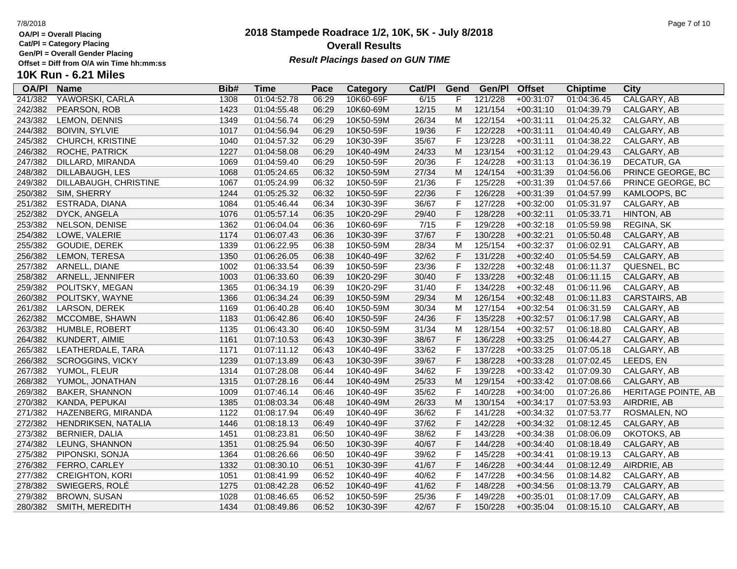OA/Pl = Overall Placing
Cat/Pl = Category Placing
Gen/Pl = Overall Gender Placing
Offset = Diff from O/A win Time hh:mm:ss

# 2018 Stampede Roadrace 1/2, 10K, 5K - July 8/2018

## Overall Results

***Result Placings based on GUN TIME***

## 10K Run - 6.21 Miles

| OA/Pl | Name | Bib# | Time | Pace | Category | Cat/Pl | Gend | Gen/Pl | Offset | Chiptime | City |
|---|---|---|---|---|---|---|---|---|---|---|---|
| 241/382 | YAWORSKI, CARLA | 1308 | 01:04:52.78 | 06:29 | 10K60-69F | 6/15 | F | 121/228 | +00:31:07 | 01:04:36.45 | CALGARY, AB |
| 242/382 | PEARSON, ROB | 1423 | 01:04:55.48 | 06:29 | 10K60-69M | 12/15 | M | 121/154 | +00:31:10 | 01:04:39.79 | CALGARY, AB |
| 243/382 | LEMON, DENNIS | 1349 | 01:04:56.74 | 06:29 | 10K50-59M | 26/34 | M | 122/154 | +00:31:11 | 01:04:25.32 | CALGARY, AB |
| 244/382 | BOIVIN, SYLVIE | 1017 | 01:04:56.94 | 06:29 | 10K50-59F | 19/36 | F | 122/228 | +00:31:11 | 01:04:40.49 | CALGARY, AB |
| 245/382 | CHURCH, KRISTINE | 1040 | 01:04:57.32 | 06:29 | 10K30-39F | 35/67 | F | 123/228 | +00:31:11 | 01:04:38.22 | CALGARY, AB |
| 246/382 | ROCHE, PATRICK | 1227 | 01:04:58.08 | 06:29 | 10K40-49M | 24/33 | M | 123/154 | +00:31:12 | 01:04:29.43 | CALGARY, AB |
| 247/382 | DILLARD, MIRANDA | 1069 | 01:04:59.40 | 06:29 | 10K50-59F | 20/36 | F | 124/228 | +00:31:13 | 01:04:36.19 | DECATUR, GA |
| 248/382 | DILLABAUGH, LES | 1068 | 01:05:24.65 | 06:32 | 10K50-59M | 27/34 | M | 124/154 | +00:31:39 | 01:04:56.06 | PRINCE GEORGE, BC |
| 249/382 | DILLABAUGH, CHRISTINE | 1067 | 01:05:24.99 | 06:32 | 10K50-59F | 21/36 | F | 125/228 | +00:31:39 | 01:04:57.66 | PRINCE GEORGE, BC |
| 250/382 | SIM, SHERRY | 1244 | 01:05:25.32 | 06:32 | 10K50-59F | 22/36 | F | 126/228 | +00:31:39 | 01:04:57.99 | KAMLOOPS, BC |
| 251/382 | ESTRADA, DIANA | 1084 | 01:05:46.44 | 06:34 | 10K30-39F | 36/67 | F | 127/228 | +00:32:00 | 01:05:31.97 | CALGARY, AB |
| 252/382 | DYCK, ANGELA | 1076 | 01:05:57.14 | 06:35 | 10K20-29F | 29/40 | F | 128/228 | +00:32:11 | 01:05:33.71 | HINTON, AB |
| 253/382 | NELSON, DENISE | 1362 | 01:06:04.04 | 06:36 | 10K60-69F | 7/15 | F | 129/228 | +00:32:18 | 01:05:59.98 | REGINA, SK |
| 254/382 | LOWE, VALERIE | 1174 | 01:06:07.43 | 06:36 | 10K30-39F | 37/67 | F | 130/228 | +00:32:21 | 01:05:50.48 | CALGARY, AB |
| 255/382 | GOUDIE, DEREK | 1339 | 01:06:22.95 | 06:38 | 10K50-59M | 28/34 | M | 125/154 | +00:32:37 | 01:06:02.91 | CALGARY, AB |
| 256/382 | LEMON, TERESA | 1350 | 01:06:26.05 | 06:38 | 10K40-49F | 32/62 | F | 131/228 | +00:32:40 | 01:05:54.59 | CALGARY, AB |
| 257/382 | ARNELL, DIANE | 1002 | 01:06:33.54 | 06:39 | 10K50-59F | 23/36 | F | 132/228 | +00:32:48 | 01:06:11.37 | QUESNEL, BC |
| 258/382 | ARNELL, JENNIFER | 1003 | 01:06:33.60 | 06:39 | 10K20-29F | 30/40 | F | 133/228 | +00:32:48 | 01:06:11.15 | CALGARY, AB |
| 259/382 | POLITSKY, MEGAN | 1365 | 01:06:34.19 | 06:39 | 10K20-29F | 31/40 | F | 134/228 | +00:32:48 | 01:06:11.96 | CALGARY, AB |
| 260/382 | POLITSKY, WAYNE | 1366 | 01:06:34.24 | 06:39 | 10K50-59M | 29/34 | M | 126/154 | +00:32:48 | 01:06:11.83 | CARSTAIRS, AB |
| 261/382 | LARSON, DEREK | 1169 | 01:06:40.28 | 06:40 | 10K50-59M | 30/34 | M | 127/154 | +00:32:54 | 01:06:31.59 | CALGARY, AB |
| 262/382 | MCCOMBE, SHAWN | 1183 | 01:06:42.86 | 06:40 | 10K50-59F | 24/36 | F | 135/228 | +00:32:57 | 01:06:17.98 | CALGARY, AB |
| 263/382 | HUMBLE, ROBERT | 1135 | 01:06:43.30 | 06:40 | 10K50-59M | 31/34 | M | 128/154 | +00:32:57 | 01:06:18.80 | CALGARY, AB |
| 264/382 | KUNDERT, AIMIE | 1161 | 01:07:10.53 | 06:43 | 10K30-39F | 38/67 | F | 136/228 | +00:33:25 | 01:06:44.27 | CALGARY, AB |
| 265/382 | LEATHERDALE, TARA | 1171 | 01:07:11.12 | 06:43 | 10K40-49F | 33/62 | F | 137/228 | +00:33:25 | 01:07:05.18 | CALGARY, AB |
| 266/382 | SCROGGINS, VICKY | 1239 | 01:07:13.89 | 06:43 | 10K30-39F | 39/67 | F | 138/228 | +00:33:28 | 01:07:02.45 | LEEDS, EN |
| 267/382 | YUMOL, FLEUR | 1314 | 01:07:28.08 | 06:44 | 10K40-49F | 34/62 | F | 139/228 | +00:33:42 | 01:07:09.30 | CALGARY, AB |
| 268/382 | YUMOL, JONATHAN | 1315 | 01:07:28.16 | 06:44 | 10K40-49M | 25/33 | M | 129/154 | +00:33:42 | 01:07:08.66 | CALGARY, AB |
| 269/382 | BAKER, SHANNON | 1009 | 01:07:46.14 | 06:46 | 10K40-49F | 35/62 | F | 140/228 | +00:34:00 | 01:07:26.86 | HERITAGE POINTE, AB |
| 270/382 | KANDA, PEPUKAI | 1385 | 01:08:03.34 | 06:48 | 10K40-49M | 26/33 | M | 130/154 | +00:34:17 | 01:07:53.93 | AIRDRIE, AB |
| 271/382 | HAZENBERG, MIRANDA | 1122 | 01:08:17.94 | 06:49 | 10K40-49F | 36/62 | F | 141/228 | +00:34:32 | 01:07:53.77 | ROSMALEN, NO |
| 272/382 | HENDRIKSEN, NATALIA | 1446 | 01:08:18.13 | 06:49 | 10K40-49F | 37/62 | F | 142/228 | +00:34:32 | 01:08:12.45 | CALGARY, AB |
| 273/382 | BERNIER, DALIA | 1451 | 01:08:23.81 | 06:50 | 10K40-49F | 38/62 | F | 143/228 | +00:34:38 | 01:08:06.09 | OKOTOKS, AB |
| 274/382 | LEUNG, SHANNON | 1351 | 01:08:25.94 | 06:50 | 10K30-39F | 40/67 | F | 144/228 | +00:34:40 | 01:08:18.49 | CALGARY, AB |
| 275/382 | PIPONSKI, SONJA | 1364 | 01:08:26.66 | 06:50 | 10K40-49F | 39/62 | F | 145/228 | +00:34:41 | 01:08:19.13 | CALGARY, AB |
| 276/382 | FERRO, CARLEY | 1332 | 01:08:30.10 | 06:51 | 10K30-39F | 41/67 | F | 146/228 | +00:34:44 | 01:08:12.49 | AIRDRIE, AB |
| 277/382 | CREIGHTON, KORI | 1051 | 01:08:41.99 | 06:52 | 10K40-49F | 40/62 | F | 147/228 | +00:34:56 | 01:08:14.82 | CALGARY, AB |
| 278/382 | SWIEGERS, ROLÉ | 1275 | 01:08:42.28 | 06:52 | 10K40-49F | 41/62 | F | 148/228 | +00:34:56 | 01:08:13.79 | CALGARY, AB |
| 279/382 | BROWN, SUSAN | 1028 | 01:08:46.65 | 06:52 | 10K50-59F | 25/36 | F | 149/228 | +00:35:01 | 01:08:17.09 | CALGARY, AB |
| 280/382 | SMITH, MEREDITH | 1434 | 01:08:49.86 | 06:52 | 10K30-39F | 42/67 | F | 150/228 | +00:35:04 | 01:08:15.10 | CALGARY, AB |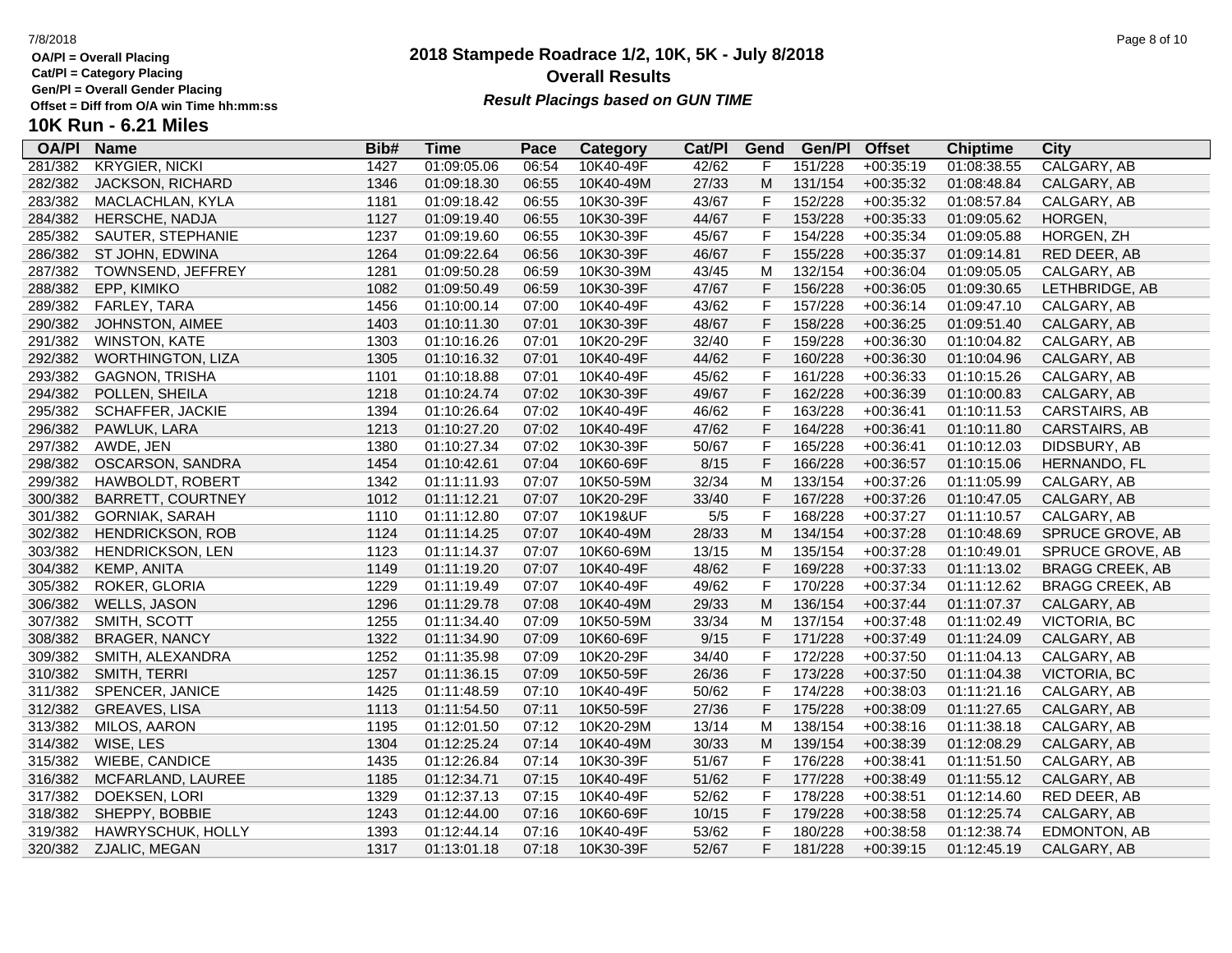# 2018 Stampede Roadrace 1/2, 10K, 5K - July 8/2018

## Overall Results

***Result Placings based on GUN TIME***

**OA/Pl = Overall Placing**
**Cat/Pl = Category Placing**
**Gen/Pl = Overall Gender Placing**
**Offset = Diff from O/A win Time hh:mm:ss**

### 10K Run - 6.21 Miles

| OA/Pl | Name | Bib# | Time | Pace | Category | Cat/Pl | Gend | Gen/Pl | Offset | Chiptime | City |
|---|---|---|---|---|---|---|---|---|---|---|---|
| 281/382 | KRYGIER, NICKI | 1427 | 01:09:05.06 | 06:54 | 10K40-49F | 42/62 | F | 151/228 | +00:35:19 | 01:08:38.55 | CALGARY, AB |
| 282/382 | JACKSON, RICHARD | 1346 | 01:09:18.30 | 06:55 | 10K40-49M | 27/33 | M | 131/154 | +00:35:32 | 01:08:48.84 | CALGARY, AB |
| 283/382 | MACLACHLAN, KYLA | 1181 | 01:09:18.42 | 06:55 | 10K30-39F | 43/67 | F | 152/228 | +00:35:32 | 01:08:57.84 | CALGARY, AB |
| 284/382 | HERSCHE, NADJA | 1127 | 01:09:19.40 | 06:55 | 10K30-39F | 44/67 | F | 153/228 | +00:35:33 | 01:09:05.62 | HORGEN, |
| 285/382 | SAUTER, STEPHANIE | 1237 | 01:09:19.60 | 06:55 | 10K30-39F | 45/67 | F | 154/228 | +00:35:34 | 01:09:05.88 | HORGEN, ZH |
| 286/382 | ST JOHN, EDWINA | 1264 | 01:09:22.64 | 06:56 | 10K30-39F | 46/67 | F | 155/228 | +00:35:37 | 01:09:14.81 | RED DEER, AB |
| 287/382 | TOWNSEND, JEFFREY | 1281 | 01:09:50.28 | 06:59 | 10K30-39M | 43/45 | M | 132/154 | +00:36:04 | 01:09:05.05 | CALGARY, AB |
| 288/382 | EPP, KIMIKO | 1082 | 01:09:50.49 | 06:59 | 10K30-39F | 47/67 | F | 156/228 | +00:36:05 | 01:09:30.65 | LETHBRIDGE, AB |
| 289/382 | FARLEY, TARA | 1456 | 01:10:00.14 | 07:00 | 10K40-49F | 43/62 | F | 157/228 | +00:36:14 | 01:09:47.10 | CALGARY, AB |
| 290/382 | JOHNSTON, AIMEE | 1403 | 01:10:11.30 | 07:01 | 10K30-39F | 48/67 | F | 158/228 | +00:36:25 | 01:09:51.40 | CALGARY, AB |
| 291/382 | WINSTON, KATE | 1303 | 01:10:16.26 | 07:01 | 10K20-29F | 32/40 | F | 159/228 | +00:36:30 | 01:10:04.82 | CALGARY, AB |
| 292/382 | WORTHINGTON, LIZA | 1305 | 01:10:16.32 | 07:01 | 10K40-49F | 44/62 | F | 160/228 | +00:36:30 | 01:10:04.96 | CALGARY, AB |
| 293/382 | GAGNON, TRISHA | 1101 | 01:10:18.88 | 07:01 | 10K40-49F | 45/62 | F | 161/228 | +00:36:33 | 01:10:15.26 | CALGARY, AB |
| 294/382 | POLLEN, SHEILA | 1218 | 01:10:24.74 | 07:02 | 10K30-39F | 49/67 | F | 162/228 | +00:36:39 | 01:10:00.83 | CALGARY, AB |
| 295/382 | SCHAFFER, JACKIE | 1394 | 01:10:26.64 | 07:02 | 10K40-49F | 46/62 | F | 163/228 | +00:36:41 | 01:10:11.53 | CARSTAIRS, AB |
| 296/382 | PAWLUK, LARA | 1213 | 01:10:27.20 | 07:02 | 10K40-49F | 47/62 | F | 164/228 | +00:36:41 | 01:10:11.80 | CARSTAIRS, AB |
| 297/382 | AWDE, JEN | 1380 | 01:10:27.34 | 07:02 | 10K30-39F | 50/67 | F | 165/228 | +00:36:41 | 01:10:12.03 | DIDSBURY, AB |
| 298/382 | OSCARSON, SANDRA | 1454 | 01:10:42.61 | 07:04 | 10K60-69F | 8/15 | F | 166/228 | +00:36:57 | 01:10:15.06 | HERNANDO, FL |
| 299/382 | HAWBOLDT, ROBERT | 1342 | 01:11:11.93 | 07:07 | 10K50-59M | 32/34 | M | 133/154 | +00:37:26 | 01:11:05.99 | CALGARY, AB |
| 300/382 | BARRETT, COURTNEY | 1012 | 01:11:12.21 | 07:07 | 10K20-29F | 33/40 | F | 167/228 | +00:37:26 | 01:10:47.05 | CALGARY, AB |
| 301/382 | GORNIAK, SARAH | 1110 | 01:11:12.80 | 07:07 | 10K19&UF | 5/5 | F | 168/228 | +00:37:27 | 01:11:10.57 | CALGARY, AB |
| 302/382 | HENDRICKSON, ROB | 1124 | 01:11:14.25 | 07:07 | 10K40-49M | 28/33 | M | 134/154 | +00:37:28 | 01:10:48.69 | SPRUCE GROVE, AB |
| 303/382 | HENDRICKSON, LEN | 1123 | 01:11:14.37 | 07:07 | 10K60-69M | 13/15 | M | 135/154 | +00:37:28 | 01:10:49.01 | SPRUCE GROVE, AB |
| 304/382 | KEMP, ANITA | 1149 | 01:11:19.20 | 07:07 | 10K40-49F | 48/62 | F | 169/228 | +00:37:33 | 01:11:13.02 | BRAGG CREEK, AB |
| 305/382 | ROKER, GLORIA | 1229 | 01:11:19.49 | 07:07 | 10K40-49F | 49/62 | F | 170/228 | +00:37:34 | 01:11:12.62 | BRAGG CREEK, AB |
| 306/382 | WELLS, JASON | 1296 | 01:11:29.78 | 07:08 | 10K40-49M | 29/33 | M | 136/154 | +00:37:44 | 01:11:07.37 | CALGARY, AB |
| 307/382 | SMITH, SCOTT | 1255 | 01:11:34.40 | 07:09 | 10K50-59M | 33/34 | M | 137/154 | +00:37:48 | 01:11:02.49 | VICTORIA, BC |
| 308/382 | BRAGER, NANCY | 1322 | 01:11:34.90 | 07:09 | 10K60-69F | 9/15 | F | 171/228 | +00:37:49 | 01:11:24.09 | CALGARY, AB |
| 309/382 | SMITH, ALEXANDRA | 1252 | 01:11:35.98 | 07:09 | 10K20-29F | 34/40 | F | 172/228 | +00:37:50 | 01:11:04.13 | CALGARY, AB |
| 310/382 | SMITH, TERRI | 1257 | 01:11:36.15 | 07:09 | 10K50-59F | 26/36 | F | 173/228 | +00:37:50 | 01:11:04.38 | VICTORIA, BC |
| 311/382 | SPENCER, JANICE | 1425 | 01:11:48.59 | 07:10 | 10K40-49F | 50/62 | F | 174/228 | +00:38:03 | 01:11:21.16 | CALGARY, AB |
| 312/382 | GREAVES, LISA | 1113 | 01:11:54.50 | 07:11 | 10K50-59F | 27/36 | F | 175/228 | +00:38:09 | 01:11:27.65 | CALGARY, AB |
| 313/382 | MILOS, AARON | 1195 | 01:12:01.50 | 07:12 | 10K20-29M | 13/14 | M | 138/154 | +00:38:16 | 01:11:38.18 | CALGARY, AB |
| 314/382 | WISE, LES | 1304 | 01:12:25.24 | 07:14 | 10K40-49M | 30/33 | M | 139/154 | +00:38:39 | 01:12:08.29 | CALGARY, AB |
| 315/382 | WIEBE, CANDICE | 1435 | 01:12:26.84 | 07:14 | 10K30-39F | 51/67 | F | 176/228 | +00:38:41 | 01:11:51.50 | CALGARY, AB |
| 316/382 | MCFARLAND, LAUREE | 1185 | 01:12:34.71 | 07:15 | 10K40-49F | 51/62 | F | 177/228 | +00:38:49 | 01:11:55.12 | CALGARY, AB |
| 317/382 | DOEKSEN, LORI | 1329 | 01:12:37.13 | 07:15 | 10K40-49F | 52/62 | F | 178/228 | +00:38:51 | 01:12:14.60 | RED DEER, AB |
| 318/382 | SHEPPY, BOBBIE | 1243 | 01:12:44.00 | 07:16 | 10K60-69F | 10/15 | F | 179/228 | +00:38:58 | 01:12:25.74 | CALGARY, AB |
| 319/382 | HAWRYSCHUK, HOLLY | 1393 | 01:12:44.14 | 07:16 | 10K40-49F | 53/62 | F | 180/228 | +00:38:58 | 01:12:38.74 | EDMONTON, AB |
| 320/382 | ZJALIC, MEGAN | 1317 | 01:13:01.18 | 07:18 | 10K30-39F | 52/67 | F | 181/228 | +00:39:15 | 01:12:45.19 | CALGARY, AB |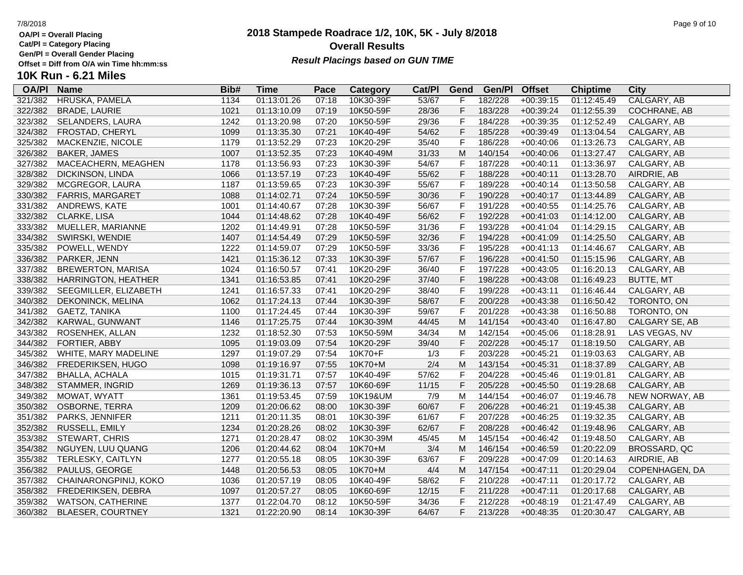OA/Pl = Overall Placing
Cat/Pl = Category Placing
Gen/Pl = Overall Gender Placing
Offset = Diff from O/A win Time hh:mm:ss

# 2018 Stampede Roadrace 1/2, 10K, 5K - July 8/2018

## Overall Results

***Result Placings based on GUN TIME***

### 10K Run - 6.21 Miles

| OA/Pl | Name | Bib# | Time | Pace | Category | Cat/Pl | Gend | Gen/Pl | Offset | Chiptime | City |
|---|---|---|---|---|---|---|---|---|---|---|---|
| 321/382 | HRUSKA, PAMELA | 1134 | 01:13:01.26 | 07:18 | 10K30-39F | 53/67 | F | 182/228 | +00:39:15 | 01:12:45.49 | CALGARY, AB |
| 322/382 | BRADE, LAURIE | 1021 | 01:13:10.09 | 07:19 | 10K50-59F | 28/36 | F | 183/228 | +00:39:24 | 01:12:55.39 | COCHRANE, AB |
| 323/382 | SELANDERS, LAURA | 1242 | 01:13:20.98 | 07:20 | 10K50-59F | 29/36 | F | 184/228 | +00:39:35 | 01:12:52.49 | CALGARY, AB |
| 324/382 | FROSTAD, CHERYL | 1099 | 01:13:35.30 | 07:21 | 10K40-49F | 54/62 | F | 185/228 | +00:39:49 | 01:13:04.54 | CALGARY, AB |
| 325/382 | MACKENZIE, NICOLE | 1179 | 01:13:52.29 | 07:23 | 10K20-29F | 35/40 | F | 186/228 | +00:40:06 | 01:13:26.73 | CALGARY, AB |
| 326/382 | BAKER, JAMES | 1007 | 01:13:52.35 | 07:23 | 10K40-49M | 31/33 | M | 140/154 | +00:40:06 | 01:13:27.47 | CALGARY, AB |
| 327/382 | MACEACHERN, MEAGHEN | 1178 | 01:13:56.93 | 07:23 | 10K30-39F | 54/67 | F | 187/228 | +00:40:11 | 01:13:36.97 | CALGARY, AB |
| 328/382 | DICKINSON, LINDA | 1066 | 01:13:57.19 | 07:23 | 10K40-49F | 55/62 | F | 188/228 | +00:40:11 | 01:13:28.70 | AIRDRIE, AB |
| 329/382 | MCGREGOR, LAURA | 1187 | 01:13:59.65 | 07:23 | 10K30-39F | 55/67 | F | 189/228 | +00:40:14 | 01:13:50.58 | CALGARY, AB |
| 330/382 | FARRIS, MARGARET | 1088 | 01:14:02.71 | 07:24 | 10K50-59F | 30/36 | F | 190/228 | +00:40:17 | 01:13:44.89 | CALGARY, AB |
| 331/382 | ANDREWS, KATE | 1001 | 01:14:40.67 | 07:28 | 10K30-39F | 56/67 | F | 191/228 | +00:40:55 | 01:14:25.76 | CALGARY, AB |
| 332/382 | CLARKE, LISA | 1044 | 01:14:48.62 | 07:28 | 10K40-49F | 56/62 | F | 192/228 | +00:41:03 | 01:14:12.00 | CALGARY, AB |
| 333/382 | MUELLER, MARIANNE | 1202 | 01:14:49.91 | 07:28 | 10K50-59F | 31/36 | F | 193/228 | +00:41:04 | 01:14:29.15 | CALGARY, AB |
| 334/382 | SWIRSKI, WENDIE | 1407 | 01:14:54.49 | 07:29 | 10K50-59F | 32/36 | F | 194/228 | +00:41:09 | 01:14:25.50 | CALGARY, AB |
| 335/382 | POWELL, WENDY | 1222 | 01:14:59.07 | 07:29 | 10K50-59F | 33/36 | F | 195/228 | +00:41:13 | 01:14:46.67 | CALGARY, AB |
| 336/382 | PARKER, JENN | 1421 | 01:15:36.12 | 07:33 | 10K30-39F | 57/67 | F | 196/228 | +00:41:50 | 01:15:15.96 | CALGARY, AB |
| 337/382 | BREWERTON, MARISA | 1024 | 01:16:50.57 | 07:41 | 10K20-29F | 36/40 | F | 197/228 | +00:43:05 | 01:16:20.13 | CALGARY, AB |
| 338/382 | HARRINGTON, HEATHER | 1341 | 01:16:53.85 | 07:41 | 10K20-29F | 37/40 | F | 198/228 | +00:43:08 | 01:16:49.23 | BUTTE, MT |
| 339/382 | SEEGMILLER, ELIZABETH | 1241 | 01:16:57.33 | 07:41 | 10K20-29F | 38/40 | F | 199/228 | +00:43:11 | 01:16:46.44 | CALGARY, AB |
| 340/382 | DEKONINCK, MELINA | 1062 | 01:17:24.13 | 07:44 | 10K30-39F | 58/67 | F | 200/228 | +00:43:38 | 01:16:50.42 | TORONTO, ON |
| 341/382 | GAETZ, TANIKA | 1100 | 01:17:24.45 | 07:44 | 10K30-39F | 59/67 | F | 201/228 | +00:43:38 | 01:16:50.88 | TORONTO, ON |
| 342/382 | KARWAL, GUNWANT | 1146 | 01:17:25.75 | 07:44 | 10K30-39M | 44/45 | M | 141/154 | +00:43:40 | 01:16:47.80 | CALGARY SE, AB |
| 343/382 | ROSENHEK, ALLAN | 1232 | 01:18:52.30 | 07:53 | 10K50-59M | 34/34 | M | 142/154 | +00:45:06 | 01:18:28.91 | LAS VEGAS, NV |
| 344/382 | FORTIER, ABBY | 1095 | 01:19:03.09 | 07:54 | 10K20-29F | 39/40 | F | 202/228 | +00:45:17 | 01:18:19.50 | CALGARY, AB |
| 345/382 | WHITE, MARY MADELINE | 1297 | 01:19:07.29 | 07:54 | 10K70+F | 1/3 | F | 203/228 | +00:45:21 | 01:19:03.63 | CALGARY, AB |
| 346/382 | FREDERIKSEN, HUGO | 1098 | 01:19:16.97 | 07:55 | 10K70+M | 2/4 | M | 143/154 | +00:45:31 | 01:18:37.89 | CALGARY, AB |
| 347/382 | BHALLA, ACHALA | 1015 | 01:19:31.71 | 07:57 | 10K40-49F | 57/62 | F | 204/228 | +00:45:46 | 01:19:01.81 | CALGARY, AB |
| 348/382 | STAMMER, INGRID | 1269 | 01:19:36.13 | 07:57 | 10K60-69F | 11/15 | F | 205/228 | +00:45:50 | 01:19:28.68 | CALGARY, AB |
| 349/382 | MOWAT, WYATT | 1361 | 01:19:53.45 | 07:59 | 10K19&UM | 7/9 | M | 144/154 | +00:46:07 | 01:19:46.78 | NEW NORWAY, AB |
| 350/382 | OSBORNE, TERRA | 1209 | 01:20:06.62 | 08:00 | 10K30-39F | 60/67 | F | 206/228 | +00:46:21 | 01:19:45.38 | CALGARY, AB |
| 351/382 | PARKS, JENNIFER | 1211 | 01:20:11.35 | 08:01 | 10K30-39F | 61/67 | F | 207/228 | +00:46:25 | 01:19:32.35 | CALGARY, AB |
| 352/382 | RUSSELL, EMILY | 1234 | 01:20:28.26 | 08:02 | 10K30-39F | 62/67 | F | 208/228 | +00:46:42 | 01:19:48.96 | CALGARY, AB |
| 353/382 | STEWART, CHRIS | 1271 | 01:20:28.47 | 08:02 | 10K30-39M | 45/45 | M | 145/154 | +00:46:42 | 01:19:48.50 | CALGARY, AB |
| 354/382 | NGUYEN, LUU QUANG | 1206 | 01:20:44.62 | 08:04 | 10K70+M | 3/4 | M | 146/154 | +00:46:59 | 01:20:22.09 | BROSSARD, QC |
| 355/382 | TERLESKY, CAITLYN | 1277 | 01:20:55.18 | 08:05 | 10K30-39F | 63/67 | F | 209/228 | +00:47:09 | 01:20:14.63 | AIRDRIE, AB |
| 356/382 | PAULUS, GEORGE | 1448 | 01:20:56.53 | 08:05 | 10K70+M | 4/4 | M | 147/154 | +00:47:11 | 01:20:29.04 | COPENHAGEN, DA |
| 357/382 | CHAINARONGPINIJ, KOKO | 1036 | 01:20:57.19 | 08:05 | 10K40-49F | 58/62 | F | 210/228 | +00:47:11 | 01:20:17.72 | CALGARY, AB |
| 358/382 | FREDERIKSEN, DEBRA | 1097 | 01:20:57.27 | 08:05 | 10K60-69F | 12/15 | F | 211/228 | +00:47:11 | 01:20:17.68 | CALGARY, AB |
| 359/382 | WATSON, CATHERINE | 1377 | 01:22:04.70 | 08:12 | 10K50-59F | 34/36 | F | 212/228 | +00:48:19 | 01:21:47.49 | CALGARY, AB |
| 360/382 | BLAESER, COURTNEY | 1321 | 01:22:20.90 | 08:14 | 10K30-39F | 64/67 | F | 213/228 | +00:48:35 | 01:20:30.47 | CALGARY, AB |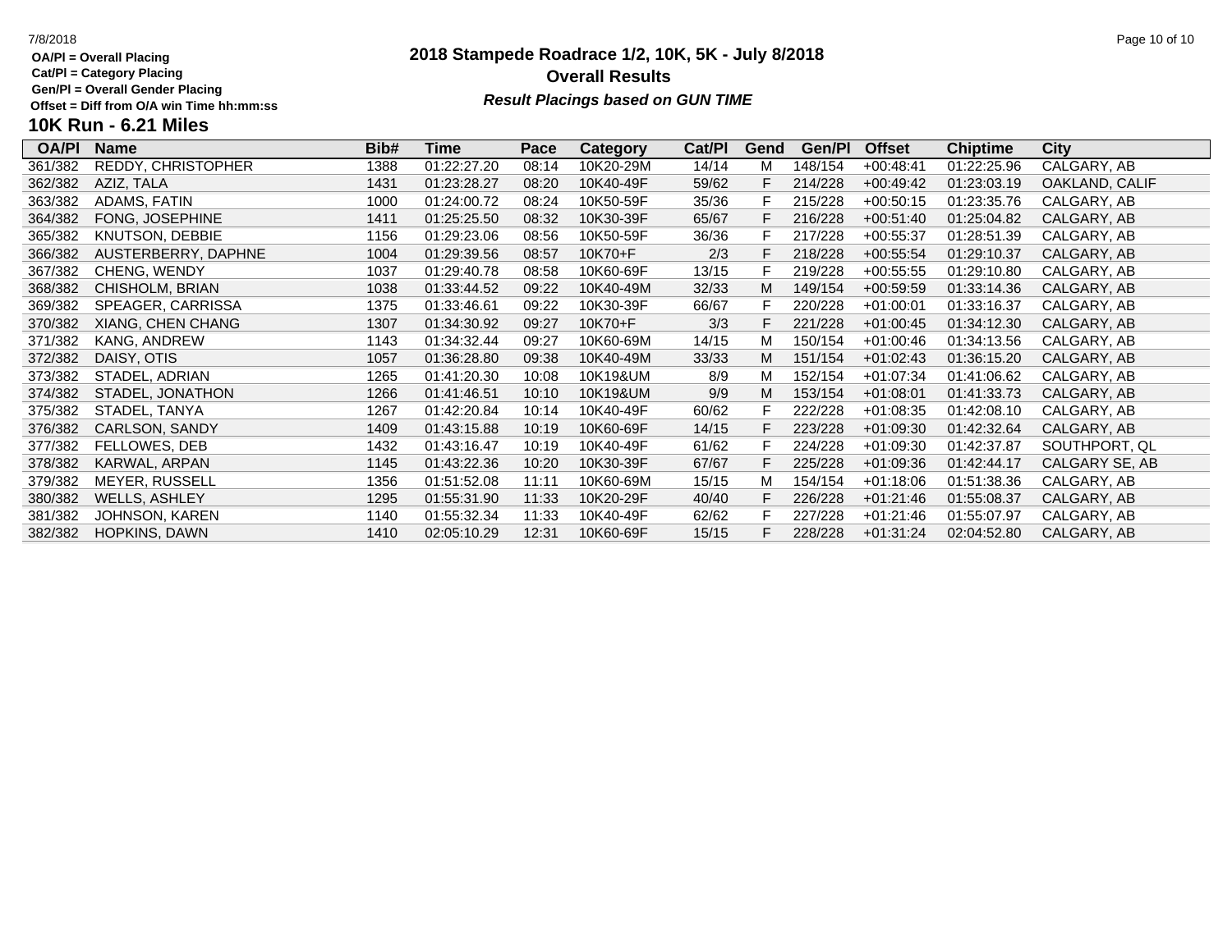OA/Pl = Overall Placing
Cat/Pl = Category Placing
Gen/Pl = Overall Gender Placing
Offset = Diff from O/A win Time hh:mm:ss

# 2018 Stampede Roadrace 1/2, 10K, 5K - July 8/2018

## Overall Results

***Result Placings based on GUN TIME***

## 10K Run - 6.21 Miles

| OA/Pl | Name | Bib# | Time | Pace | Category | Cat/Pl | Gend | Gen/Pl | Offset | Chiptime | City |
|---|---|---|---|---|---|---|---|---|---|---|---|
| 361/382 | REDDY, CHRISTOPHER | 1388 | 01:22:27.20 | 08:14 | 10K20-29M | 14/14 | M | 148/154 | +00:48:41 | 01:22:25.96 | CALGARY, AB |
| 362/382 | AZIZ, TALA | 1431 | 01:23:28.27 | 08:20 | 10K40-49F | 59/62 | F | 214/228 | +00:49:42 | 01:23:03.19 | OAKLAND, CALIF |
| 363/382 | ADAMS, FATIN | 1000 | 01:24:00.72 | 08:24 | 10K50-59F | 35/36 | F | 215/228 | +00:50:15 | 01:23:35.76 | CALGARY, AB |
| 364/382 | FONG, JOSEPHINE | 1411 | 01:25:25.50 | 08:32 | 10K30-39F | 65/67 | F | 216/228 | +00:51:40 | 01:25:04.82 | CALGARY, AB |
| 365/382 | KNUTSON, DEBBIE | 1156 | 01:29:23.06 | 08:56 | 10K50-59F | 36/36 | F | 217/228 | +00:55:37 | 01:28:51.39 | CALGARY, AB |
| 366/382 | AUSTERBERRY, DAPHNE | 1004 | 01:29:39.56 | 08:57 | 10K70+F | 2/3 | F | 218/228 | +00:55:54 | 01:29:10.37 | CALGARY, AB |
| 367/382 | CHENG, WENDY | 1037 | 01:29:40.78 | 08:58 | 10K60-69F | 13/15 | F | 219/228 | +00:55:55 | 01:29:10.80 | CALGARY, AB |
| 368/382 | CHISHOLM, BRIAN | 1038 | 01:33:44.52 | 09:22 | 10K40-49M | 32/33 | M | 149/154 | +00:59:59 | 01:33:14.36 | CALGARY, AB |
| 369/382 | SPEAGER, CARRISSA | 1375 | 01:33:46.61 | 09:22 | 10K30-39F | 66/67 | F | 220/228 | +01:00:01 | 01:33:16.37 | CALGARY, AB |
| 370/382 | XIANG, CHEN CHANG | 1307 | 01:34:30.92 | 09:27 | 10K70+F | 3/3 | F | 221/228 | +01:00:45 | 01:34:12.30 | CALGARY, AB |
| 371/382 | KANG, ANDREW | 1143 | 01:34:32.44 | 09:27 | 10K60-69M | 14/15 | M | 150/154 | +01:00:46 | 01:34:13.56 | CALGARY, AB |
| 372/382 | DAISY, OTIS | 1057 | 01:36:28.80 | 09:38 | 10K40-49M | 33/33 | M | 151/154 | +01:02:43 | 01:36:15.20 | CALGARY, AB |
| 373/382 | STADEL, ADRIAN | 1265 | 01:41:20.30 | 10:08 | 10K19&UM | 8/9 | M | 152/154 | +01:07:34 | 01:41:06.62 | CALGARY, AB |
| 374/382 | STADEL, JONATHON | 1266 | 01:41:46.51 | 10:10 | 10K19&UM | 9/9 | M | 153/154 | +01:08:01 | 01:41:33.73 | CALGARY, AB |
| 375/382 | STADEL, TANYA | 1267 | 01:42:20.84 | 10:14 | 10K40-49F | 60/62 | F | 222/228 | +01:08:35 | 01:42:08.10 | CALGARY, AB |
| 376/382 | CARLSON, SANDY | 1409 | 01:43:15.88 | 10:19 | 10K60-69F | 14/15 | F | 223/228 | +01:09:30 | 01:42:32.64 | CALGARY, AB |
| 377/382 | FELLOWES, DEB | 1432 | 01:43:16.47 | 10:19 | 10K40-49F | 61/62 | F | 224/228 | +01:09:30 | 01:42:37.87 | SOUTHPORT, QL |
| 378/382 | KARWAL, ARPAN | 1145 | 01:43:22.36 | 10:20 | 10K30-39F | 67/67 | F | 225/228 | +01:09:36 | 01:42:44.17 | CALGARY SE, AB |
| 379/382 | MEYER, RUSSELL | 1356 | 01:51:52.08 | 11:11 | 10K60-69M | 15/15 | M | 154/154 | +01:18:06 | 01:51:38.36 | CALGARY, AB |
| 380/382 | WELLS, ASHLEY | 1295 | 01:55:31.90 | 11:33 | 10K20-29F | 40/40 | F | 226/228 | +01:21:46 | 01:55:08.37 | CALGARY, AB |
| 381/382 | JOHNSON, KAREN | 1140 | 01:55:32.34 | 11:33 | 10K40-49F | 62/62 | F | 227/228 | +01:21:46 | 01:55:07.97 | CALGARY, AB |
| 382/382 | HOPKINS, DAWN | 1410 | 02:05:10.29 | 12:31 | 10K60-69F | 15/15 | F | 228/228 | +01:31:24 | 02:04:52.80 | CALGARY, AB |